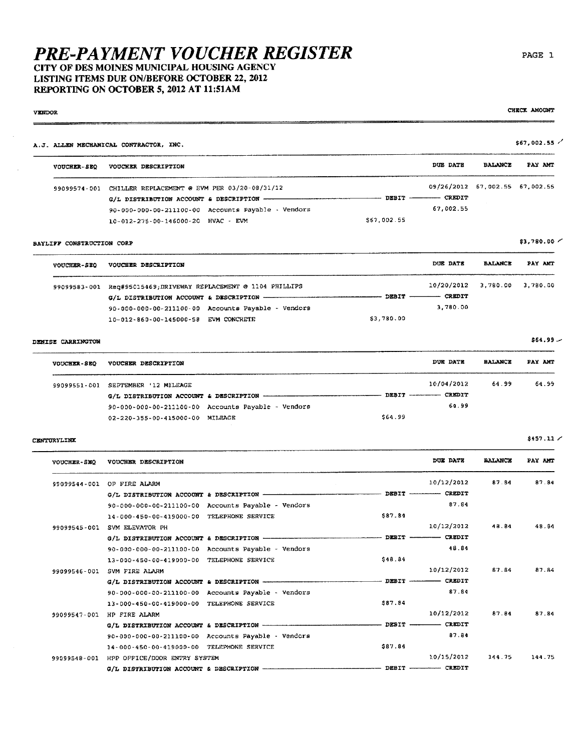# PRE-PAYMENT VOUCHER REGISTER

## CITY OF DES MOINES MUNICIPAL HOUSING AGENCY
## LISTING ITEMS DUE ON/BEFORE OCTOBER 22, 2012
## REPORTING ON OCTOBER 5, 2012 AT 11:51AM

| VENDOR | | | | | CHECK AMOUNT |
|---|---|---|---|---|---|

**A.J. ALLEN MECHANICAL CONTRACTOR, INC.** — $67,002.55

| VOUCHER-SEQ | VOUCHER DESCRIPTION | DEBIT | DUE DATE / CREDIT | BALANCE | PAY AMT |
|---|---|---|---|---|---|
| 99099574-001 | CHILLER REPLACEMENT @ EVM PER 03/20-08/31/12 | | 09/26/2012 | 67,002.55 | 67,002.55 |
| | G/L DISTRIBUTION ACCOUNT & DESCRIPTION | DEBIT | CREDIT | | |
| | 90-000-000-00-211100-00 Accounts Payable - Vendors | | 67,002.55 | | |
| | 10-012-275-00-146000-20 HVAC - EVM | $67,002.55 | | | |

**BAYLIFF CONSTRUCTION CORP** — $3,780.00

| VOUCHER-SEQ | VOUCHER DESCRIPTION | DEBIT | DUE DATE / CREDIT | BALANCE | PAY AMT |
|---|---|---|---|---|---|
| 99099583-001 | Req#95015469;DRIVEWAY REPLACEMENT @ 1104 PHILLIPS | | 10/20/2012 | 3,780.00 | 3,780.00 |
| | G/L DISTRIBUTION ACCOUNT & DESCRIPTION | DEBIT | CREDIT | | |
| | 90-000-000-00-211100-00 Accounts Payable - Vendors | | 3,780.00 | | |
| | 10-012-860-00-145000-58 EVM CONCRETE | $3,780.00 | | | |

**DENISE CARRINGTON** — $64.99

| VOUCHER-SEQ | VOUCHER DESCRIPTION | DEBIT | DUE DATE / CREDIT | BALANCE | PAY AMT |
|---|---|---|---|---|---|
| 99099551-001 | SEPTEMBER '12 MILEAGE | | 10/04/2012 | 64.99 | 64.99 |
| | G/L DISTRIBUTION ACCOUNT & DESCRIPTION | DEBIT | CREDIT | | |
| | 90-000-000-00-211100-00 Accounts Payable - Vendors | | 64.99 | | |
| | 02-220-355-00-415000-00 MILEAGE | $64.99 | | | |

**CENTURYLINK** — $457.11

| VOUCHER-SEQ | VOUCHER DESCRIPTION | DEBIT | DUE DATE / CREDIT | BALANCE | PAY AMT |
|---|---|---|---|---|---|
| 99099544-001 | OP FIRE ALARM | | 10/12/2012 | 87.84 | 87.84 |
| | G/L DISTRIBUTION ACCOUNT & DESCRIPTION | DEBIT | CREDIT | | |
| | 90-000-000-00-211100-00 Accounts Payable - Vendors | | 87.84 | | |
| | 14-000-450-00-419000-00 TELEPHONE SERVICE | $87.84 | | | |
| 99099545-001 | SVM ELEVATOR PH | | 10/12/2012 | 48.84 | 48.84 |
| | G/L DISTRIBUTION ACCOUNT & DESCRIPTION | DEBIT | CREDIT | | |
| | 90-000-000-00-211100-00 Accounts Payable - Vendors | | 48.84 | | |
| | 13-000-450-00-419000-00 TELEPHONE SERVICE | $48.84 | | | |
| 99099546-001 | SVM FIRE ALARM | | 10/12/2012 | 87.84 | 87.84 |
| | G/L DISTRIBUTION ACCOUNT & DESCRIPTION | DEBIT | CREDIT | | |
| | 90-000-000-00-211100-00 Accounts Payable - Vendors | | 87.84 | | |
| | 13-000-450-00-419000-00 TELEPHONE SERVICE | $87.84 | | | |
| 99099547-001 | HP FIRE ALARM | | 10/12/2012 | 87.84 | 87.84 |
| | G/L DISTRIBUTION ACCOUNT & DESCRIPTION | DEBIT | CREDIT | | |
| | 90-000-000-00-211100-00 Accounts Payable - Vendors | | 87.84 | | |
| | 14-000-450-00-419000-00 TELEPHONE SERVICE | $87.84 | | | |
| 99099548-001 | HPP OFFICE/DOOR ENTRY SYSTEM | | 10/15/2012 | 144.75 | 144.75 |
| | G/L DISTRIBUTION ACCOUNT & DESCRIPTION | DEBIT | CREDIT | | |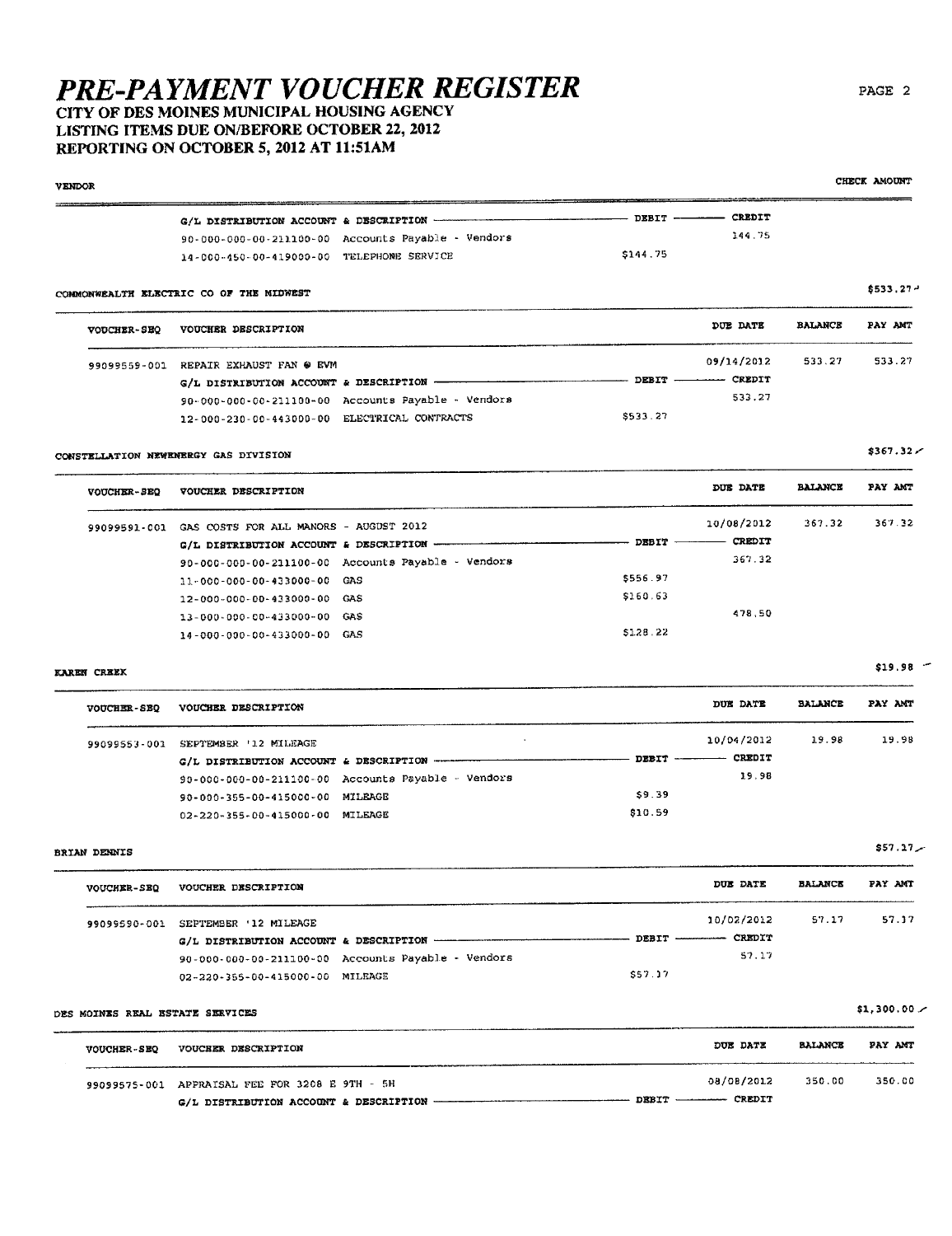# PRE-PAYMENT VOUCHER REGISTER

## CITY OF DES MOINES MUNICIPAL HOUSING AGENCY
## LISTING ITEMS DUE ON/BEFORE OCTOBER 22, 2012
## REPORTING ON OCTOBER 5, 2012 AT 11:51AM

VENDOR | CHECK AMOUNT

| G/L DISTRIBUTION ACCOUNT & DESCRIPTION | DEBIT | CREDIT |
|---|---|---|
| 90-000-000-00-211100-00 Accounts Payable - Vendors | | 144.75 |
| 14-000-450-00-419000-00 TELEPHONE SERVICE | $144.75 | |

**COMMONWEALTH ELECTRIC CO OF THE MIDWEST** — $533.27

| VOUCHER-SEQ | VOUCHER DESCRIPTION | | DUE DATE | BALANCE | PAY AMT |
|---|---|---|---|---|---|
| 99099559-001 | REPAIR EXHAUST FAN @ EVM | | 09/14/2012 | 533.27 | 533.27 |
| | G/L DISTRIBUTION ACCOUNT & DESCRIPTION | DEBIT | CREDIT | | |
| | 90-000-000-00-211100-00 Accounts Payable - Vendors | | 533.27 | | |
| | 12-000-230-00-443000-00 ELECTRICAL CONTRACTS | $533.27 | | | |

**CONSTELLATION NEWENERGY GAS DIVISION** — $367.32

| VOUCHER-SEQ | VOUCHER DESCRIPTION | | DUE DATE | BALANCE | PAY AMT |
|---|---|---|---|---|---|
| 99099591-001 | GAS COSTS FOR ALL MANORS - AUGUST 2012 | | 10/08/2012 | 367.32 | 367.32 |
| | G/L DISTRIBUTION ACCOUNT & DESCRIPTION | DEBIT | CREDIT | | |
| | 90-000-000-00-211100-00 Accounts Payable - Vendors | | 367.32 | | |
| | 11-000-000-00-433000-00 GAS | $556.97 | | | |
| | 12-000-000-00-433000-00 GAS | $160.63 | | | |
| | 13-000-000-00-433000-00 GAS | | 478.50 | | |
| | 14-000-000-00-433000-00 GAS | $128.22 | | | |

**KAREN CREEK** — $19.98

| VOUCHER-SEQ | VOUCHER DESCRIPTION | | DUE DATE | BALANCE | PAY AMT |
|---|---|---|---|---|---|
| 99099553-001 | SEPTEMBER '12 MILEAGE | | 10/04/2012 | 19.98 | 19.98 |
| | G/L DISTRIBUTION ACCOUNT & DESCRIPTION | DEBIT | CREDIT | | |
| | 90-000-000-00-211100-00 Accounts Payable - Vendors | | 19.98 | | |
| | 90-000-355-00-415000-00 MILEAGE | $9.39 | | | |
| | 02-220-355-00-415000-00 MILEAGE | $10.59 | | | |

**BRIAN DENNIS** — $57.17

| VOUCHER-SEQ | VOUCHER DESCRIPTION | | DUE DATE | BALANCE | PAY AMT |
|---|---|---|---|---|---|
| 99099590-001 | SEPTEMBER '12 MILEAGE | | 10/02/2012 | 57.17 | 57.17 |
| | G/L DISTRIBUTION ACCOUNT & DESCRIPTION | DEBIT | CREDIT | | |
| | 90-000-000-00-211100-00 Accounts Payable - Vendors | | 57.17 | | |
| | 02-220-355-00-415000-00 MILEAGE | $57.17 | | | |

**DES MOINES REAL ESTATE SERVICES** — $1,300.00

| VOUCHER-SEQ | VOUCHER DESCRIPTION | | DUE DATE | BALANCE | PAY AMT |
|---|---|---|---|---|---|
| 99099575-001 | APPRAISAL FEE FOR 3208 E 9TH - 5H | | 08/08/2012 | 350.00 | 350.00 |
| | G/L DISTRIBUTION ACCOUNT & DESCRIPTION | DEBIT | CREDIT | | |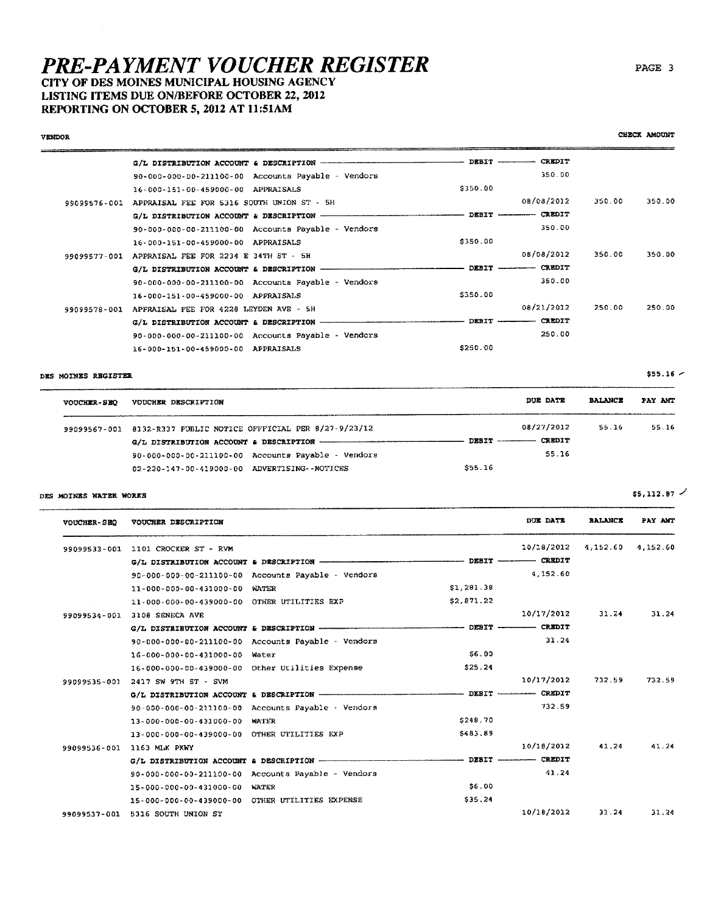# PRE-PAYMENT VOUCHER REGISTER

## CITY OF DES MOINES MUNICIPAL HOUSING AGENCY
## LISTING ITEMS DUE ON/BEFORE OCTOBER 22, 2012
## REPORTING ON OCTOBER 5, 2012 AT 11:51AM

VENDOR | CHECK AMOUNT

| VOUCHER-SEQ | VOUCHER DESCRIPTION | DEBIT | CREDIT / DUE DATE | BALANCE | PAY AMT |
|---|---|---|---|---|---|
| | G/L DISTRIBUTION ACCOUNT & DESCRIPTION | DEBIT | CREDIT | | |
| | 90-000-000-00-211100-00 Accounts Payable - Vendors | | 350.00 | | |
| | 16-000-151-00-459000-00 APPRAISALS | $350.00 | | | |
| 99099576-001 | APPRAISAL FEE FOR 5316 SOUTH UNION ST - 5H | | 08/08/2012 | 350.00 | 350.00 |
| | G/L DISTRIBUTION ACCOUNT & DESCRIPTION | DEBIT | CREDIT | | |
| | 90-000-000-00-211100-00 Accounts Payable - Vendors | | 350.00 | | |
| | 16-000-151-00-459000-00 APPRAISALS | $350.00 | | | |
| 99099577-001 | APPRAISAL FEE FOR 2234 E 34TH ST - 5H | | 08/08/2012 | 350.00 | 350.00 |
| | G/L DISTRIBUTION ACCOUNT & DESCRIPTION | DEBIT | CREDIT | | |
| | 90-000-000-00-211100-00 Accounts Payable - Vendors | | 350.00 | | |
| | 16-000-151-00-459000-00 APPRAISALS | $350.00 | | | |
| 99099578-001 | APPRAISAL FEE FOR 4228 LEYDEN AVE - 5H | | 08/21/2012 | 250.00 | 250.00 |
| | G/L DISTRIBUTION ACCOUNT & DESCRIPTION | DEBIT | CREDIT | | |
| | 90-000-000-00-211100-00 Accounts Payable - Vendors | | 250.00 | | |
| | 16-000-151-00-459000-00 APPRAISALS | $250.00 | | | |

**DES MOINES REGISTER** — $55.16

| VOUCHER-SEQ | VOUCHER DESCRIPTION | DEBIT | DUE DATE / CREDIT | BALANCE | PAY AMT |
|---|---|---|---|---|---|
| 99099567-001 | 8132-R337 PUBLIC NOTICE OFFICIAL PER 8/27-9/23/12 | | 08/27/2012 | 55.16 | 55.16 |
| | G/L DISTRIBUTION ACCOUNT & DESCRIPTION | DEBIT | CREDIT | | |
| | 90-000-000-00-211100-00 Accounts Payable - Vendors | | 55.16 | | |
| | 02-220-147-00-419000-00 ADVERTISING--NOTICES | $55.16 | | | |

**DES MOINES WATER WORKS** — $5,112.87

| VOUCHER-SEQ | VOUCHER DESCRIPTION | DEBIT | DUE DATE / CREDIT | BALANCE | PAY AMT |
|---|---|---|---|---|---|
| 99099533-001 | 1101 CROCKER ST - RVM | | 10/18/2012 | 4,152.60 | 4,152.60 |
| | G/L DISTRIBUTION ACCOUNT & DESCRIPTION | DEBIT | CREDIT | | |
| | 90-000-000-00-211100-00 Accounts Payable - Vendors | | 4,152.60 | | |
| | 11-000-000-00-431000-00 WATER | $1,281.38 | | | |
| | 11-000-000-00-439000-00 OTHER UTILITIES EXP | $2,871.22 | | | |
| 99099534-001 | 3108 SENECA AVE | | 10/17/2012 | 31.24 | 31.24 |
| | G/L DISTRIBUTION ACCOUNT & DESCRIPTION | DEBIT | CREDIT | | |
| | 90-000-000-00-211100-00 Accounts Payable - Vendors | | 31.24 | | |
| | 16-000-000-00-431000-00 Water | $6.00 | | | |
| | 16-000-000-00-439000-00 Other Utilities Expense | $25.24 | | | |
| 99099535-001 | 2417 SW 9TH ST - SVM | | 10/17/2012 | 732.59 | 732.59 |
| | G/L DISTRIBUTION ACCOUNT & DESCRIPTION | DEBIT | CREDIT | | |
| | 90-000-000-00-211100-00 Accounts Payable - Vendors | | 732.59 | | |
| | 13-000-000-00-431000-00 WATER | $248.70 | | | |
| | 13-000-000-00-439000-00 OTHER UTILITIES EXP | $483.89 | | | |
| 99099536-001 | 1163 MLK PKWY | | 10/18/2012 | 41.24 | 41.24 |
| | G/L DISTRIBUTION ACCOUNT & DESCRIPTION | DEBIT | CREDIT | | |
| | 90-000-000-00-211100-00 Accounts Payable - Vendors | | 41.24 | | |
| | 15-000-000-00-431000-00 WATER | $6.00 | | | |
| | 15-000-000-00-439000-00 OTHER UTILITIES EXPENSE | $35.24 | | | |
| 99099537-001 | 5316 SOUTH UNION ST | | 10/18/2012 | 31.24 | 31.24 |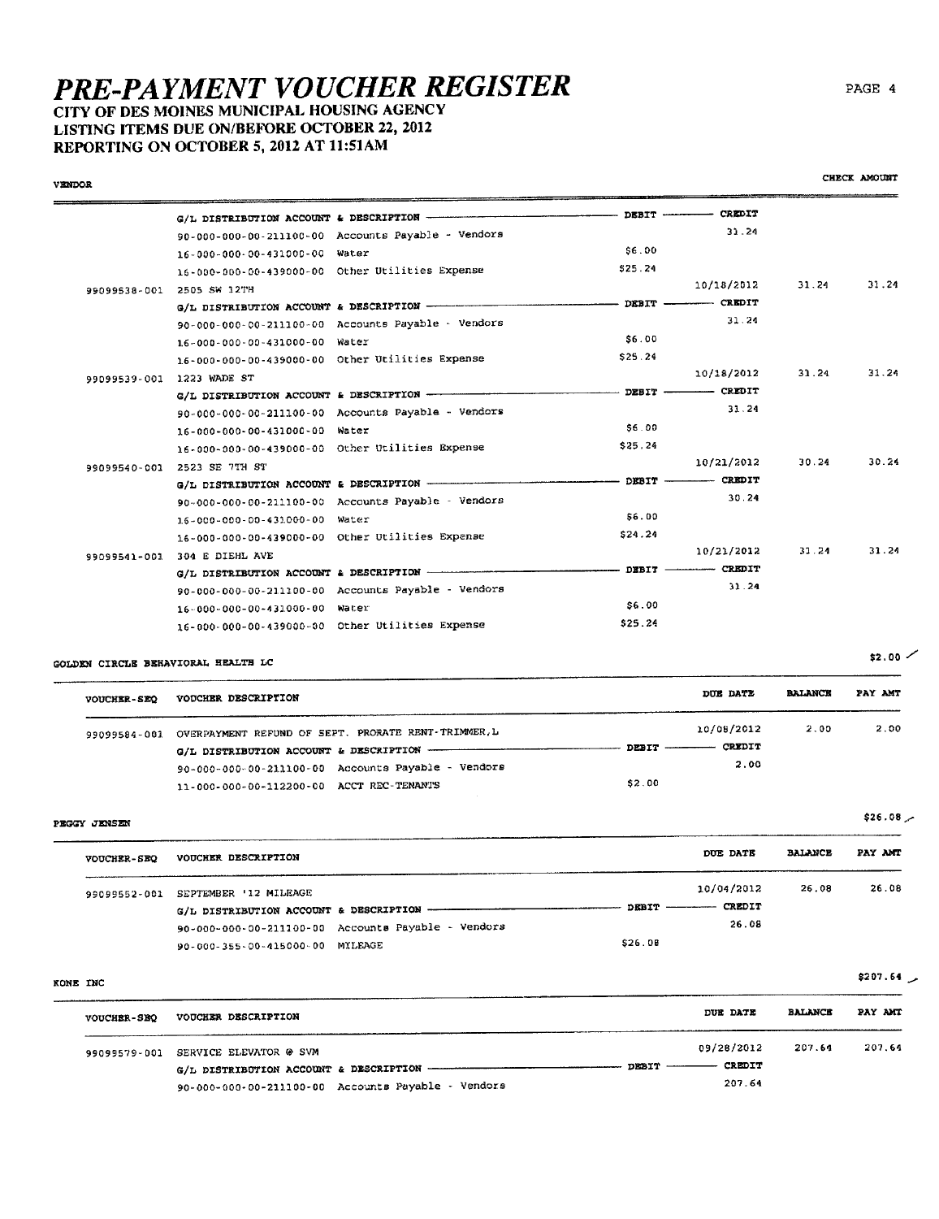# PRE-PAYMENT VOUCHER REGISTER

## CITY OF DES MOINES MUNICIPAL HOUSING AGENCY
## LISTING ITEMS DUE ON/BEFORE OCTOBER 22, 2012
## REPORTING ON OCTOBER 5, 2012 AT 11:51AM

| VENDOR | | | | | | CHECK AMOUNT |
|---|---|---|---|---|---|---|
| | G/L DISTRIBUTION ACCOUNT & DESCRIPTION | DEBIT | CREDIT | | | |
| | 90-000-000-00-211100-00 Accounts Payable - Vendors | | 31.24 | | | |
| | 16-000-000-00-431000-00 Water | $6.00 | | | | |
| | 16-000-000-00-439000-00 Other Utilities Expense | $25.24 | | | | |
| 99099538-001 | 2505 SW 12TH | | 10/18/2012 | 31.24 | 31.24 | |
| | G/L DISTRIBUTION ACCOUNT & DESCRIPTION | DEBIT | CREDIT | | | |
| | 90-000-000-00-211100-00 Accounts Payable - Vendors | | 31.24 | | | |
| | 16-000-000-00-431000-00 Water | $6.00 | | | | |
| | 16-000-000-00-439000-00 Other Utilities Expense | $25.24 | | | | |
| 99099539-001 | 1223 WADE ST | | 10/18/2012 | 31.24 | 31.24 | |
| | G/L DISTRIBUTION ACCOUNT & DESCRIPTION | DEBIT | CREDIT | | | |
| | 90-000-000-00-211100-00 Accounts Payable - Vendors | | 31.24 | | | |
| | 16-000-000-00-431000-00 Water | $6.00 | | | | |
| | 16-000-000-00-439000-00 Other Utilities Expense | $25.24 | | | | |
| 99099540-001 | 2523 SE 7TH ST | | 10/21/2012 | 30.24 | 30.24 | |
| | G/L DISTRIBUTION ACCOUNT & DESCRIPTION | DEBIT | CREDIT | | | |
| | 90-000-000-00-211100-00 Accounts Payable - Vendors | | 30.24 | | | |
| | 16-000-000-00-431000-00 Water | $6.00 | | | | |
| | 16-000-000-00-439000-00 Other Utilities Expense | $24.24 | | | | |
| 99099541-001 | 304 E DIEHL AVE | | 10/21/2012 | 31.24 | 31.24 | |
| | G/L DISTRIBUTION ACCOUNT & DESCRIPTION | DEBIT | CREDIT | | | |
| | 90-000-000-00-211100-00 Accounts Payable - Vendors | | 31.24 | | | |
| | 16-000-000-00-431000-00 Water | $6.00 | | | | |
| | 16-000-000-00-439000-00 Other Utilities Expense | $25.24 | | | | |

### GOLDEN CIRCLE BEHAVIORAL HEALTH LC — $2.00

| VOUCHER-SEQ | VOUCHER DESCRIPTION | | DUE DATE | BALANCE | PAY AMT |
|---|---|---|---|---|---|
| 99099584-001 | OVERPAYMENT REFUND OF SEPT. PRORATE RENT-TRIMMER,L | | 10/08/2012 | 2.00 | 2.00 |
| | G/L DISTRIBUTION ACCOUNT & DESCRIPTION | DEBIT | CREDIT | | |
| | 90-000-000-00-211100-00 Accounts Payable - Vendors | | 2.00 | | |
| | 11-000-000-00-112200-00 ACCT REC-TENANTS | $2.00 | | | |

### PEGGY JENSEN — $26.08

| VOUCHER-SEQ | VOUCHER DESCRIPTION | | DUE DATE | BALANCE | PAY AMT |
|---|---|---|---|---|---|
| 99099552-001 | SEPTEMBER '12 MILEAGE | | 10/04/2012 | 26.08 | 26.08 |
| | G/L DISTRIBUTION ACCOUNT & DESCRIPTION | DEBIT | CREDIT | | |
| | 90-000-000-00-211100-00 Accounts Payable - Vendors | | 26.08 | | |
| | 90-000-355-00-415000-00 MILEAGE | $26.08 | | | |

### KONE INC — $207.64

| VOUCHER-SEQ | VOUCHER DESCRIPTION | | DUE DATE | BALANCE | PAY AMT |
|---|---|---|---|---|---|
| 99099579-001 | SERVICE ELEVATOR @ SVM | | 09/28/2012 | 207.64 | 207.64 |
| | G/L DISTRIBUTION ACCOUNT & DESCRIPTION | DEBIT | CREDIT | | |
| | 90-000-000-00-211100-00 Accounts Payable - Vendors | | 207.64 | | |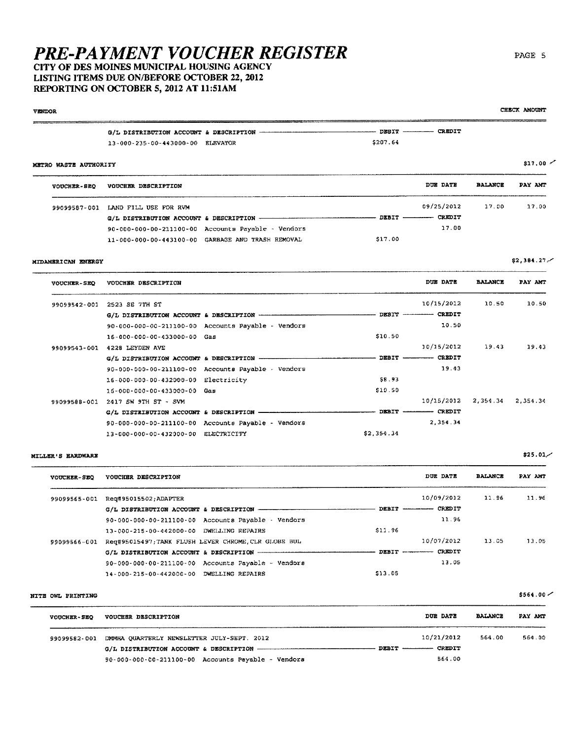# PRE-PAYMENT VOUCHER REGISTER

## CITY OF DES MOINES MUNICIPAL HOUSING AGENCY
## LISTING ITEMS DUE ON/BEFORE OCTOBER 22, 2012
## REPORTING ON OCTOBER 5, 2012 AT 11:51AM

| VENDOR | | | | | | CHECK AMOUNT |
|---|---|---|---|---|---|---|
| | G/L DISTRIBUTION ACCOUNT & DESCRIPTION | DEBIT | CREDIT | | | |
| | 13-000-235-00-443000-00 ELEVATOR | $207.64 | | | | |

### METRO WASTE AUTHORITY — $17.00

| VOUCHER-SEQ | VOUCHER DESCRIPTION | DEBIT | DUE DATE / CREDIT | BALANCE | PAY AMT |
|---|---|---|---|---|---|
| 99099587-001 | LAND FILL USE FOR RVM | | 09/25/2012 | 17.00 | 17.00 |
| | G/L DISTRIBUTION ACCOUNT & DESCRIPTION | DEBIT | CREDIT | | |
| | 90-000-000-00-211100-00 Accounts Payable - Vendors | | 17.00 | | |
| | 11-000-000-00-443100-00 GARBAGE AND TRASH REMOVAL | $17.00 | | | |

### MIDAMERICAN ENERGY — $2,384.27

| VOUCHER-SEQ | VOUCHER DESCRIPTION | DEBIT | DUE DATE / CREDIT | BALANCE | PAY AMT |
|---|---|---|---|---|---|
| 99099542-001 | 2523 SE 7TH ST | | 10/15/2012 | 10.50 | 10.50 |
| | G/L DISTRIBUTION ACCOUNT & DESCRIPTION | DEBIT | CREDIT | | |
| | 90-000-000-00-211100-00 Accounts Payable - Vendors | | 10.50 | | |
| | 16-000-000-00-433000-00 Gas | $10.50 | | | |
| 99099543-001 | 4228 LEYDEN AVE | | 10/15/2012 | 19.43 | 19.43 |
| | G/L DISTRIBUTION ACCOUNT & DESCRIPTION | DEBIT | CREDIT | | |
| | 90-000-000-00-211100-00 Accounts Payable - Vendors | | 19.43 | | |
| | 16-000-000-00-432000-00 Electricity | $8.93 | | | |
| | 16-000-000-00-433000-00 Gas | $10.50 | | | |
| 99099588-001 | 2417 SW 9TH ST - SVM | | 10/15/2012 | 2,354.34 | 2,354.34 |
| | G/L DISTRIBUTION ACCOUNT & DESCRIPTION | DEBIT | CREDIT | | |
| | 90-000-000-00-211100-00 Accounts Payable - Vendors | | 2,354.34 | | |
| | 13-000-000-00-432000-00 ELECTRICITY | $2,354.34 | | | |

### MILLER'S HARDWARE — $25.01

| VOUCHER-SEQ | VOUCHER DESCRIPTION | DEBIT | DUE DATE / CREDIT | BALANCE | PAY AMT |
|---|---|---|---|---|---|
| 99099565-001 | Req#95015502;ADAPTER | | 10/09/2012 | 11.96 | 11.96 |
| | G/L DISTRIBUTION ACCOUNT & DESCRIPTION | DEBIT | CREDIT | | |
| | 90-000-000-00-211100-00 Accounts Payable - Vendors | | 11.96 | | |
| | 13-000-215-00-442000-00 DWELLING REPAIRS | $11.96 | | | |
| 99099566-001 | Req#95015497;TANK FLUSH LEVER CHROME,CLR GLOBE BUL | | 10/07/2012 | 13.05 | 13.05 |
| | G/L DISTRIBUTION ACCOUNT & DESCRIPTION | DEBIT | CREDIT | | |
| | 90-000-000-00-211100-00 Accounts Payable - Vendors | | 13.05 | | |
| | 14-000-215-00-442000-00 DWELLING REPAIRS | $13.05 | | | |

### NITE OWL PRINTING — $564.00

| VOUCHER-SEQ | VOUCHER DESCRIPTION | DEBIT | DUE DATE / CREDIT | BALANCE | PAY AMT |
|---|---|---|---|---|---|
| 99099582-001 | DMMHA QUARTERLY NEWSLETTER JULY-SEPT. 2012 | | 10/21/2012 | 564.00 | 564.00 |
| | G/L DISTRIBUTION ACCOUNT & DESCRIPTION | DEBIT | CREDIT | | |
| | 90-000-000-00-211100-00 Accounts Payable - Vendors | | 564.00 | | |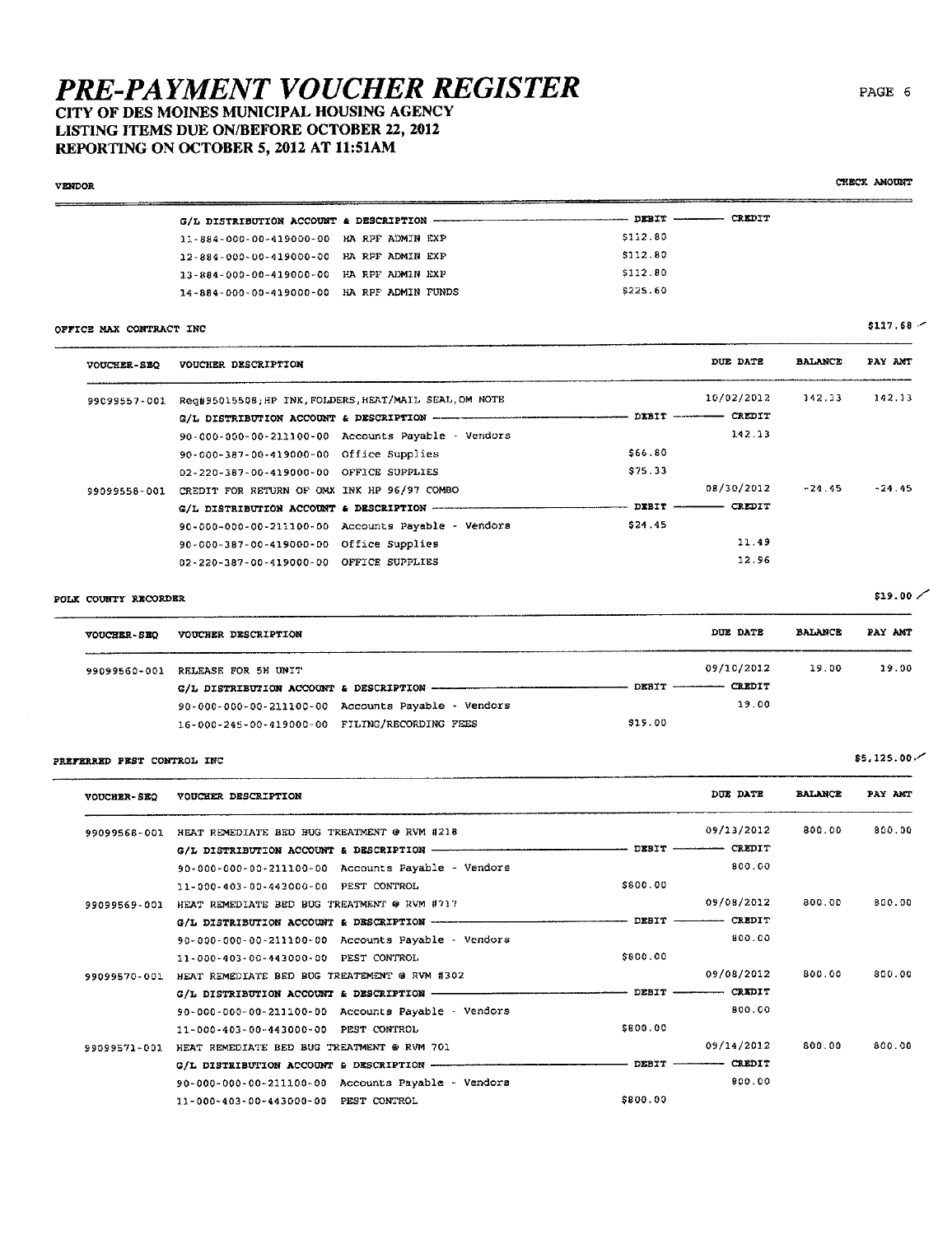# PRE-PAYMENT VOUCHER REGISTER

## CITY OF DES MOINES MUNICIPAL HOUSING AGENCY
## LISTING ITEMS DUE ON/BEFORE OCTOBER 22, 2012
## REPORTING ON OCTOBER 5, 2012 AT 11:51AM

VENDOR — CHECK AMOUNT

| G/L DISTRIBUTION ACCOUNT & DESCRIPTION | | DEBIT | CREDIT |
|---|---|---|---|
| 11-884-000-00-419000-00 | HA RPF ADMIN EXP | $112.80 | |
| 12-884-000-00-419000-00 | HA RPF ADMIN EXP | $112.80 | |
| 13-884-000-00-419000-00 | HA RPF ADMIN EXP | $112.80 | |
| 14-884-000-00-419000-00 | HA RPF ADMIN FUNDS | $225.60 | |

**OFFICE MAX CONTRACT INC** — $117.68

| VOUCHER-SEQ | VOUCHER DESCRIPTION | DEBIT | DUE DATE / CREDIT | BALANCE | PAY AMT |
|---|---|---|---|---|---|
| 99099557-001 | Req#95015508;HP INK,FOLDERS,HEAT/MAIL SEAL,OM NOTE | | 10/02/2012 | 142.13 | 142.13 |
| | G/L DISTRIBUTION ACCOUNT & DESCRIPTION | DEBIT | CREDIT | | |
| | 90-000-000-00-211100-00 Accounts Payable - Vendors | | 142.13 | | |
| | 90-000-387-00-419000-00 Office Supplies | $66.80 | | | |
| | 02-220-387-00-419000-00 OFFICE SUPPLIES | $75.33 | | | |
| 99099558-001 | CREDIT FOR RETURN OF OMX INK HP 96/97 COMBO | | 08/30/2012 | -24.45 | -24.45 |
| | G/L DISTRIBUTION ACCOUNT & DESCRIPTION | DEBIT | CREDIT | | |
| | 90-000-000-00-211100-00 Accounts Payable - Vendors | $24.45 | | | |
| | 90-000-387-00-419000-00 Office Supplies | | 11.49 | | |
| | 02-220-387-00-419000-00 OFFICE SUPPLIES | | 12.96 | | |

**POLK COUNTY RECORDER** — $19.00

| VOUCHER-SEQ | VOUCHER DESCRIPTION | DEBIT | DUE DATE / CREDIT | BALANCE | PAY AMT |
|---|---|---|---|---|---|
| 99099560-001 | RELEASE FOR 5H UNIT | | 09/10/2012 | 19.00 | 19.00 |
| | G/L DISTRIBUTION ACCOUNT & DESCRIPTION | DEBIT | CREDIT | | |
| | 90-000-000-00-211100-00 Accounts Payable - Vendors | | 19.00 | | |
| | 16-000-245-00-419000-00 FILING/RECORDING FEES | $19.00 | | | |

**PREFERRED PEST CONTROL INC** — $5,125.00

| VOUCHER-SEQ | VOUCHER DESCRIPTION | DEBIT | DUE DATE / CREDIT | BALANCE | PAY AMT |
|---|---|---|---|---|---|
| 99099568-001 | HEAT REMEDIATE BED BUG TREATMENT @ RVM #218 | | 09/13/2012 | 800.00 | 800.00 |
| | G/L DISTRIBUTION ACCOUNT & DESCRIPTION | DEBIT | CREDIT | | |
| | 90-000-000-00-211100-00 Accounts Payable - Vendors | | 800.00 | | |
| | 11-000-403-00-443000-00 PEST CONTROL | $800.00 | | | |
| 99099569-001 | HEAT REMEDIATE BED BUG TREATMENT @ RVM #717 | | 09/08/2012 | 800.00 | 800.00 |
| | G/L DISTRIBUTION ACCOUNT & DESCRIPTION | DEBIT | CREDIT | | |
| | 90-000-000-00-211100-00 Accounts Payable - Vendors | | 800.00 | | |
| | 11-000-403-00-443000-00 PEST CONTROL | $800.00 | | | |
| 99099570-001 | HEAT REMEDIATE BED BUG TREATMENT @ RVM #302 | | 09/08/2012 | 800.00 | 800.00 |
| | G/L DISTRIBUTION ACCOUNT & DESCRIPTION | DEBIT | CREDIT | | |
| | 90-000-000-00-211100-00 Accounts Payable - Vendors | | 800.00 | | |
| | 11-000-403-00-443000-00 PEST CONTROL | $800.00 | | | |
| 99099571-001 | HEAT REMEDIATE BED BUG TREATMENT @ RVM 701 | | 09/14/2012 | 800.00 | 800.00 |
| | G/L DISTRIBUTION ACCOUNT & DESCRIPTION | DEBIT | CREDIT | | |
| | 90-000-000-00-211100-00 Accounts Payable - Vendors | | 800.00 | | |
| | 11-000-403-00-443000-00 PEST CONTROL | $800.00 | | | |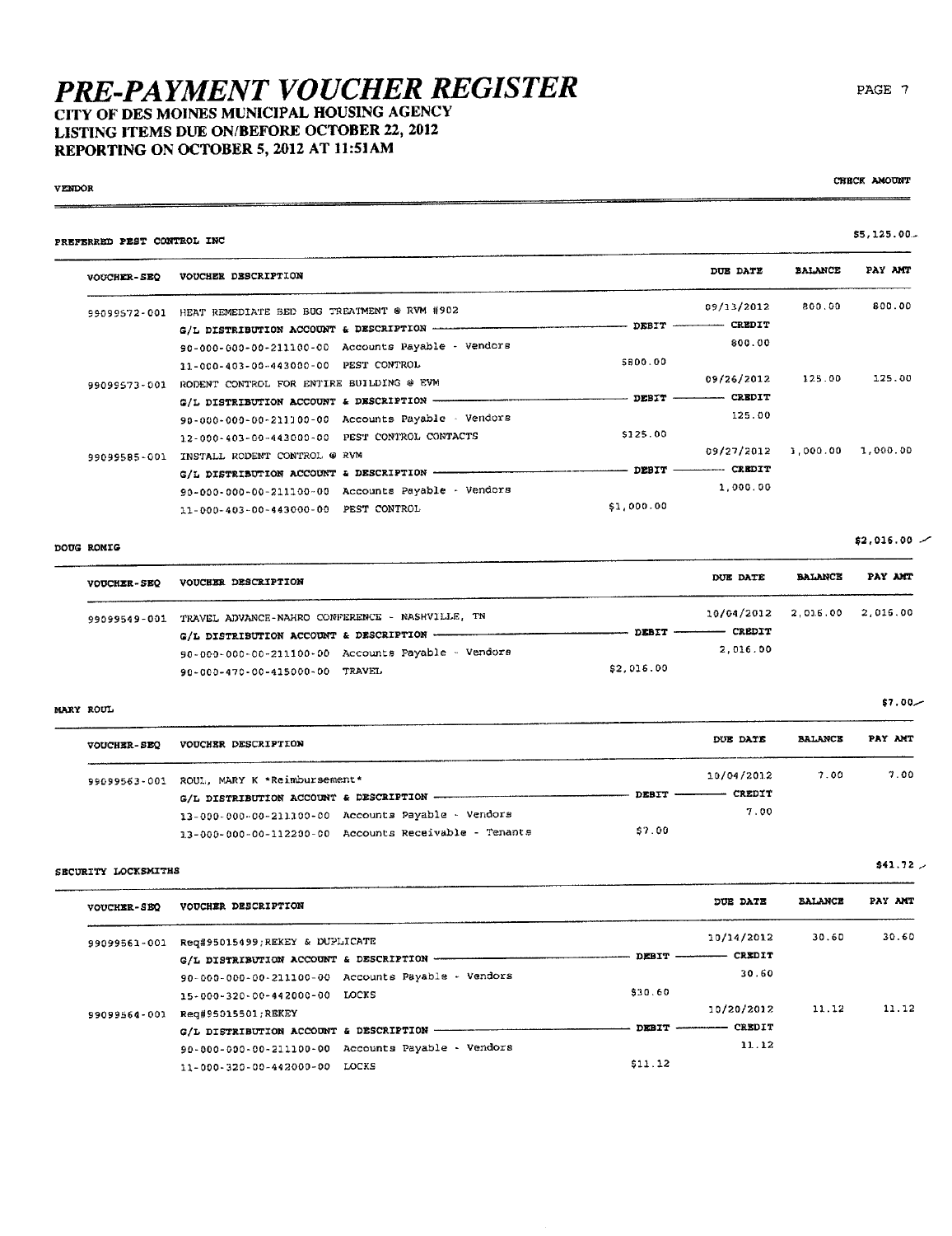# PRE-PAYMENT VOUCHER REGISTER

## CITY OF DES MOINES MUNICIPAL HOUSING AGENCY
## LISTING ITEMS DUE ON/BEFORE OCTOBER 22, 2012
## REPORTING ON OCTOBER 5, 2012 AT 11:51AM

VENDOR | CHECK AMOUNT

### PREFERRED PEST CONTROL INC — $5,125.00

| VOUCHER-SEQ | VOUCHER DESCRIPTION | | DUE DATE | BALANCE | PAY AMT |
|---|---|---|---|---|---|
| 99099572-001 | HEAT REMEDIATE BED BUG TREATMENT @ RVM #902 | | 09/13/2012 | 800.00 | 800.00 |
| | G/L DISTRIBUTION ACCOUNT & DESCRIPTION | DEBIT | CREDIT | | |
| | 90-000-000-00-211100-00 Accounts Payable - Vendors | | 800.00 | | |
| | 11-000-403-00-443000-00 PEST CONTROL | $800.00 | | | |
| 99099573-001 | RODENT CONTROL FOR ENTIRE BUILDING @ EVM | | 09/26/2012 | 125.00 | 125.00 |
| | G/L DISTRIBUTION ACCOUNT & DESCRIPTION | DEBIT | CREDIT | | |
| | 90-000-000-00-211100-00 Accounts Payable - Vendors | | 125.00 | | |
| | 12-000-403-00-443000-00 PEST CONTROL CONTACTS | $125.00 | | | |
| 99099585-001 | INSTALL RODENT CONTROL @ RVM | | 09/27/2012 | 1,000.00 | 1,000.00 |
| | G/L DISTRIBUTION ACCOUNT & DESCRIPTION | DEBIT | CREDIT | | |
| | 90-000-000-00-211100-00 Accounts Payable - Vendors | | 1,000.00 | | |
| | 11-000-403-00-443000-00 PEST CONTROL | $1,000.00 | | | |

### DOUG RONIG — $2,016.00

| VOUCHER-SEQ | VOUCHER DESCRIPTION | | DUE DATE | BALANCE | PAY AMT |
|---|---|---|---|---|---|
| 99099549-001 | TRAVEL ADVANCE-NAHRO CONFERENCE - NASHVILLE, TN | | 10/04/2012 | 2,016.00 | 2,016.00 |
| | G/L DISTRIBUTION ACCOUNT & DESCRIPTION | DEBIT | CREDIT | | |
| | 90-000-000-00-211100-00 Accounts Payable - Vendors | | 2,016.00 | | |
| | 90-000-470-00-415000-00 TRAVEL | $2,016.00 | | | |

### MARY ROUL — $7.00

| VOUCHER-SEQ | VOUCHER DESCRIPTION | | DUE DATE | BALANCE | PAY AMT |
|---|---|---|---|---|---|
| 99099563-001 | ROUL, MARY K *Reimbursement* | | 10/04/2012 | 7.00 | 7.00 |
| | G/L DISTRIBUTION ACCOUNT & DESCRIPTION | DEBIT | CREDIT | | |
| | 13-000-000-00-211100-00 Accounts Payable - Vendors | | 7.00 | | |
| | 13-000-000-00-112200-00 Accounts Receivable - Tenants | $7.00 | | | |

### SECURITY LOCKSMITHS — $41.72

| VOUCHER-SEQ | VOUCHER DESCRIPTION | | DUE DATE | BALANCE | PAY AMT |
|---|---|---|---|---|---|
| 99099561-001 | Req#95015499;REKEY & DUPLICATE | | 10/14/2012 | 30.60 | 30.60 |
| | G/L DISTRIBUTION ACCOUNT & DESCRIPTION | DEBIT | CREDIT | | |
| | 90-000-000-00-211100-00 Accounts Payable - Vendors | | 30.60 | | |
| | 15-000-320-00-442000-00 LOCKS | $30.60 | | | |
| 99099564-001 | Req#95015501;REKEY | | 10/20/2012 | 11.12 | 11.12 |
| | G/L DISTRIBUTION ACCOUNT & DESCRIPTION | DEBIT | CREDIT | | |
| | 90-000-000-00-211100-00 Accounts Payable - Vendors | | 11.12 | | |
| | 11-000-320-00-442000-00 LOCKS | $11.12 | | | |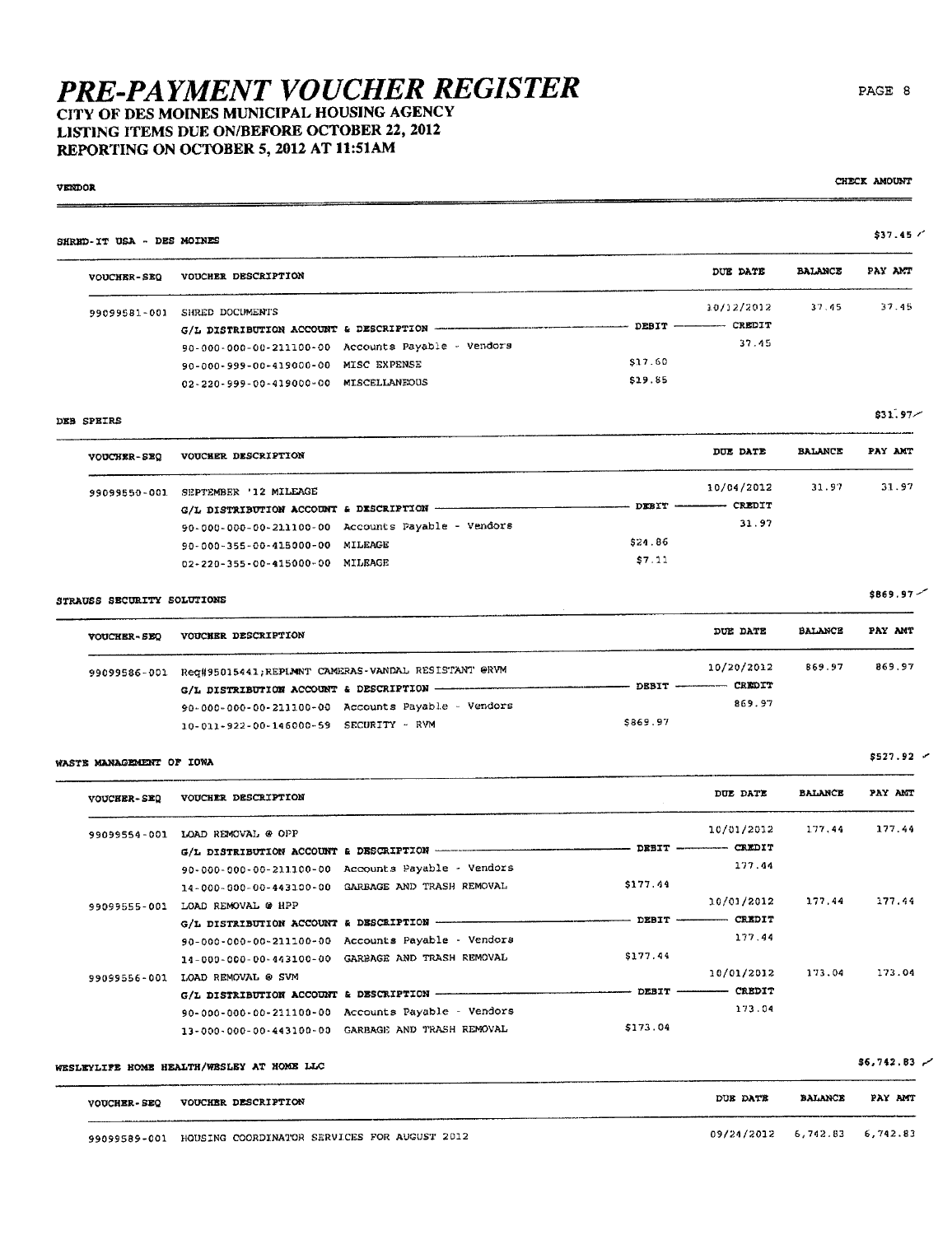# PRE-PAYMENT VOUCHER REGISTER

## CITY OF DES MOINES MUNICIPAL HOUSING AGENCY
## LISTING ITEMS DUE ON/BEFORE OCTOBER 22, 2012
## REPORTING ON OCTOBER 5, 2012 AT 11:51AM

| VENDOR | | | | | CHECK AMOUNT |
|---|---|---|---|---|---|

### SHRED-IT USA - DES MOINES — $37.45

| VOUCHER-SEQ | VOUCHER DESCRIPTION | | DUE DATE | BALANCE | PAY AMT |
|---|---|---|---|---|---|
| 99099581-001 | SHRED DOCUMENTS | | 10/12/2012 | 37.45 | 37.45 |
| | G/L DISTRIBUTION ACCOUNT & DESCRIPTION | DEBIT | CREDIT | | |
| | 90-000-000-00-211100-00 Accounts Payable - Vendors | | 37.45 | | |
| | 90-000-999-00-419000-00 MISC EXPENSE | $17.60 | | | |
| | 02-220-999-00-419000-00 MISCELLANEOUS | $19.85 | | | |

### DEB SPEIRS — $31.97

| VOUCHER-SEQ | VOUCHER DESCRIPTION | | DUE DATE | BALANCE | PAY AMT |
|---|---|---|---|---|---|
| 99099550-001 | SEPTEMBER '12 MILEAGE | | 10/04/2012 | 31.97 | 31.97 |
| | G/L DISTRIBUTION ACCOUNT & DESCRIPTION | DEBIT | CREDIT | | |
| | 90-000-000-00-211100-00 Accounts Payable - Vendors | | 31.97 | | |
| | 90-000-355-00-415000-00 MILEAGE | $24.86 | | | |
| | 02-220-355-00-415000-00 MILEAGE | $7.11 | | | |

### STRAUSS SECURITY SOLUTIONS — $869.97

| VOUCHER-SEQ | VOUCHER DESCRIPTION | | DUE DATE | BALANCE | PAY AMT |
|---|---|---|---|---|---|
| 99099586-001 | Req#95015441;REPLMNT CAMERAS-VANDAL RESISTANT @RVM | | 10/20/2012 | 869.97 | 869.97 |
| | G/L DISTRIBUTION ACCOUNT & DESCRIPTION | DEBIT | CREDIT | | |
| | 90-000-000-00-211100-00 Accounts Payable - Vendors | | 869.97 | | |
| | 10-011-922-00-146000-59 SECURITY - RVM | $869.97 | | | |

### WASTE MANAGEMENT OF IOWA — $527.92

| VOUCHER-SEQ | VOUCHER DESCRIPTION | | DUE DATE | BALANCE | PAY AMT |
|---|---|---|---|---|---|
| 99099554-001 | LOAD REMOVAL @ OPP | | 10/01/2012 | 177.44 | 177.44 |
| | G/L DISTRIBUTION ACCOUNT & DESCRIPTION | DEBIT | CREDIT | | |
| | 90-000-000-00-211100-00 Accounts Payable - Vendors | | 177.44 | | |
| | 14-000-000-00-443100-00 GARBAGE AND TRASH REMOVAL | $177.44 | | | |
| 99099555-001 | LOAD REMOVAL @ HPP | | 10/01/2012 | 177.44 | 177.44 |
| | G/L DISTRIBUTION ACCOUNT & DESCRIPTION | DEBIT | CREDIT | | |
| | 90-000-000-00-211100-00 Accounts Payable - Vendors | | 177.44 | | |
| | 14-000-000-00-443100-00 GARBAGE AND TRASH REMOVAL | $177.44 | | | |
| 99099556-001 | LOAD REMOVAL @ SVM | | 10/01/2012 | 173.04 | 173.04 |
| | G/L DISTRIBUTION ACCOUNT & DESCRIPTION | DEBIT | CREDIT | | |
| | 90-000-000-00-211100-00 Accounts Payable - Vendors | | 173.04 | | |
| | 13-000-000-00-443100-00 GARBAGE AND TRASH REMOVAL | $173.04 | | | |

### WESLEYLIFE HOME HEALTH/WESLEY AT HOME LLC — $6,742.83

| VOUCHER-SEQ | VOUCHER DESCRIPTION | | DUE DATE | BALANCE | PAY AMT |
|---|---|---|---|---|---|
| 99099589-001 | HOUSING COORDINATOR SERVICES FOR AUGUST 2012 | | 09/24/2012 | 6,742.83 | 6,742.83 |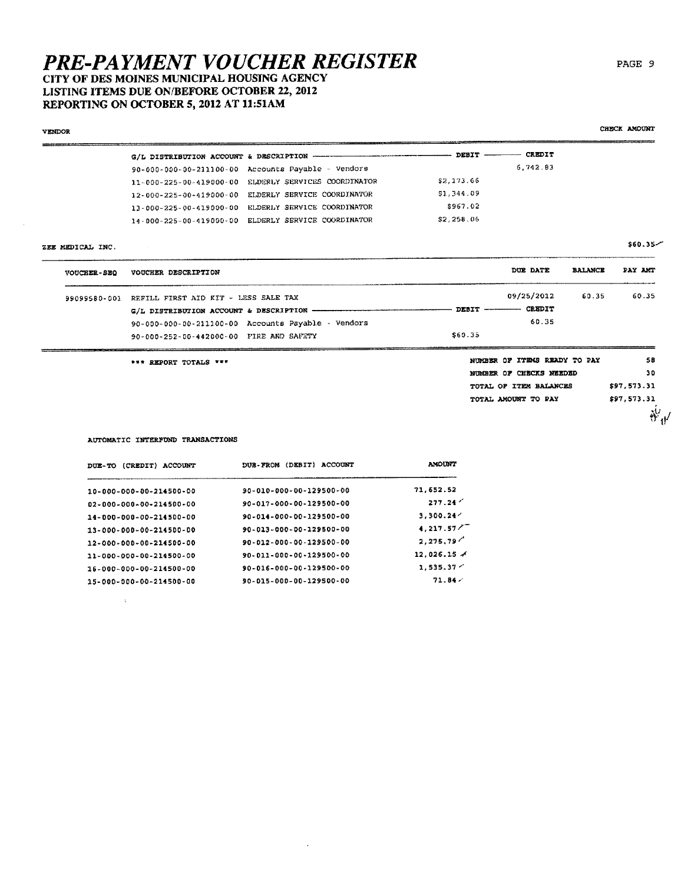# PRE-PAYMENT VOUCHER REGISTER

## CITY OF DES MOINES MUNICIPAL HOUSING AGENCY
## LISTING ITEMS DUE ON/BEFORE OCTOBER 22, 2012
## REPORTING ON OCTOBER 5, 2012 AT 11:51AM

VENDOR | CHECK AMOUNT

| G/L DISTRIBUTION ACCOUNT & DESCRIPTION | | DEBIT | CREDIT |
|---|---|---|---|
| 90-000-000-00-211100-00 | Accounts Payable - Vendors | | 6,742.83 |
| 11-000-225-00-419000-00 | ELDERLY SERVICES COORDINATOR | $2,173.66 | |
| 12-000-225-00-419000-00 | ELDERLY SERVICE COORDINATOR | $1,344.09 | |
| 13-000-225-00-419000-00 | ELDERLY SERVICE COORDINATOR | $967.02 | |
| 14-000-225-00-419000-00 | ELDERLY SERVICE COORDINATOR | $2,258.06 | |

ZEE MEDICAL INC. $60.35

| VOUCHER-SEQ | VOUCHER DESCRIPTION | DUE DATE | BALANCE | PAY AMT |
|---|---|---|---|---|
| 99099580-001 | REFILL FIRST AID KIT - LESS SALE TAX | 09/25/2012 | 60.35 | 60.35 |

| G/L DISTRIBUTION ACCOUNT & DESCRIPTION | | DEBIT | CREDIT |
|---|---|---|---|
| 90-000-000-00-211100-00 | Accounts Payable - Vendors | | 60.35 |
| 90-000-252-00-442000-00 | FIRE AND SAFETY | $60.35 | |

*** REPORT TOTALS ***

| | |
|---|---|
| NUMBER OF ITEMS READY TO PAY | 58 |
| NUMBER OF CHECKS NEEDED | 30 |
| TOTAL OF ITEM BALANCES | $97,573.31 |
| TOTAL AMOUNT TO PAY | $97,573.31 |

AUTOMATIC INTERFUND TRANSACTIONS

| DUE-TO (CREDIT) ACCOUNT | DUE-FROM (DEBIT) ACCOUNT | AMOUNT |
|---|---|---|
| 10-000-000-00-214500-00 | 90-010-000-00-129500-00 | 71,652.52 |
| 02-000-000-00-214500-00 | 90-017-000-00-129500-00 | 277.24 |
| 14-000-000-00-214500-00 | 90-014-000-00-129500-00 | 3,300.24 |
| 13-000-000-00-214500-00 | 90-013-000-00-129500-00 | 4,217.57 |
| 12-000-000-00-214500-00 | 90-012-000-00-129500-00 | 2,275.79 |
| 11-000-000-00-214500-00 | 90-011-000-00-129500-00 | 12,026.15 |
| 16-000-000-00-214500-00 | 90-016-000-00-129500-00 | 1,535.37 |
| 15-000-000-00-214500-00 | 90-015-000-00-129500-00 | 71.84 |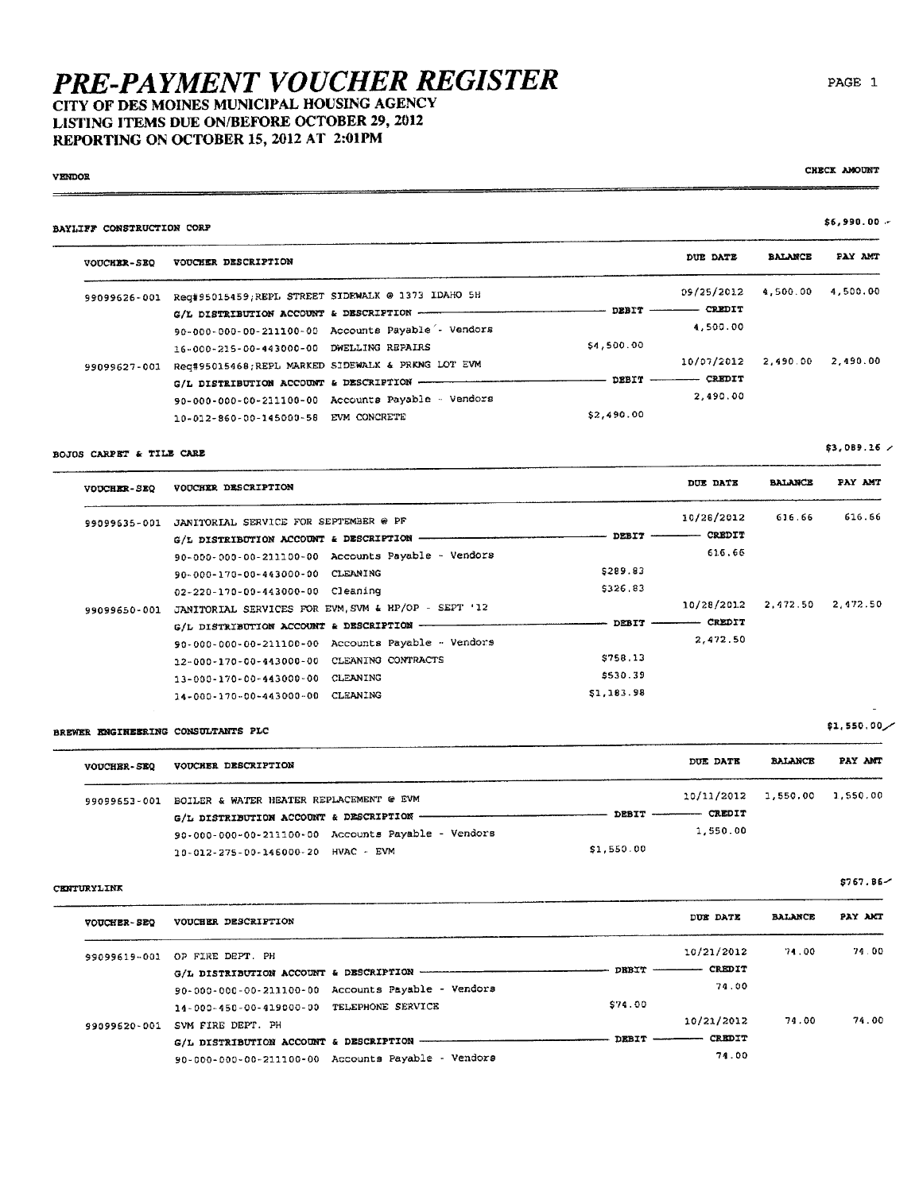# PRE-PAYMENT VOUCHER REGISTER

**CITY OF DES MOINES MUNICIPAL HOUSING AGENCY**
**LISTING ITEMS DUE ON/BEFORE OCTOBER 29, 2012**
**REPORTING ON OCTOBER 15, 2012 AT 2:01PM**

VENDOR — CHECK AMOUNT

## BAYLIFF CONSTRUCTION CORP — $6,990.00

| VOUCHER-SEQ | VOUCHER DESCRIPTION | | DUE DATE | BALANCE | PAY AMT |
|---|---|---|---|---|---|
| 99099626-001 | Req#95015459;REPL STREET SIDEWALK @ 1373 IDAHO SH | | 09/25/2012 | 4,500.00 | 4,500.00 |
| | G/L DISTRIBUTION ACCOUNT & DESCRIPTION | DEBIT | CREDIT | | |
| | 90-000-000-00-211100-00 Accounts Payable - Vendors | | 4,500.00 | | |
| | 16-000-215-00-443000-00 DWELLING REPAIRS | $4,500.00 | | | |
| 99099627-001 | Req#95015468;REPL MARKED SIDEWALK & PRKNG LOT EVM | | 10/07/2012 | 2,490.00 | 2,490.00 |
| | G/L DISTRIBUTION ACCOUNT & DESCRIPTION | DEBIT | CREDIT | | |
| | 90-000-000-00-211100-00 Accounts Payable - Vendors | | 2,490.00 | | |
| | 10-012-860-00-145000-58 EVM CONCRETE | $2,490.00 | | | |

## BOJOS CARPET & TILE CARE — $3,089.16

| VOUCHER-SEQ | VOUCHER DESCRIPTION | | DUE DATE | BALANCE | PAY AMT |
|---|---|---|---|---|---|
| 99099635-001 | JANITORIAL SERVICE FOR SEPTEMBER @ PF | | 10/28/2012 | 616.66 | 616.66 |
| | G/L DISTRIBUTION ACCOUNT & DESCRIPTION | DEBIT | CREDIT | | |
| | 90-000-000-00-211100-00 Accounts Payable - Vendors | | 616.66 | | |
| | 90-000-170-00-443000-00 CLEANING | $289.83 | | | |
| | 02-220-170-00-443000-00 Cleaning | $326.83 | | | |
| 99099650-001 | JANITORIAL SERVICES FOR EVM,SVM & HP/OP - SEPT '12 | | 10/28/2012 | 2,472.50 | 2,472.50 |
| | G/L DISTRIBUTION ACCOUNT & DESCRIPTION | DEBIT | CREDIT | | |
| | 90-000-000-00-211100-00 Accounts Payable - Vendors | | 2,472.50 | | |
| | 12-000-170-00-443000-00 CLEANING CONTRACTS | $758.13 | | | |
| | 13-000-170-00-443000-00 CLEANING | $530.39 | | | |
| | 14-000-170-00-443000-00 CLEANING | $1,183.98 | | | |

## BREWER ENGINEERING CONSULTANTS PLC — $1,550.00

| VOUCHER-SEQ | VOUCHER DESCRIPTION | | DUE DATE | BALANCE | PAY AMT |
|---|---|---|---|---|---|
| 99099653-001 | BOILER & WATER HEATER REPLACEMENT @ EVM | | 10/11/2012 | 1,550.00 | 1,550.00 |
| | G/L DISTRIBUTION ACCOUNT & DESCRIPTION | DEBIT | CREDIT | | |
| | 90-000-000-00-211100-00 Accounts Payable - Vendors | | 1,550.00 | | |
| | 10-012-275-00-146000-20 HVAC - EVM | $1,550.00 | | | |

## CENTURYLINK — $767.86

| VOUCHER-SEQ | VOUCHER DESCRIPTION | | DUE DATE | BALANCE | PAY AMT |
|---|---|---|---|---|---|
| 99099619-001 | OP FIRE DEPT. PH | | 10/21/2012 | 74.00 | 74.00 |
| | G/L DISTRIBUTION ACCOUNT & DESCRIPTION | DEBIT | CREDIT | | |
| | 90-000-000-00-211100-00 Accounts Payable - Vendors | | 74.00 | | |
| | 14-000-450-00-419000-00 TELEPHONE SERVICE | $74.00 | | | |
| 99099620-001 | SVM FIRE DEPT. PH | | 10/21/2012 | 74.00 | 74.00 |
| | G/L DISTRIBUTION ACCOUNT & DESCRIPTION | DEBIT | CREDIT | | |
| | 90-000-000-00-211100-00 Accounts Payable - Vendors | | 74.00 | | |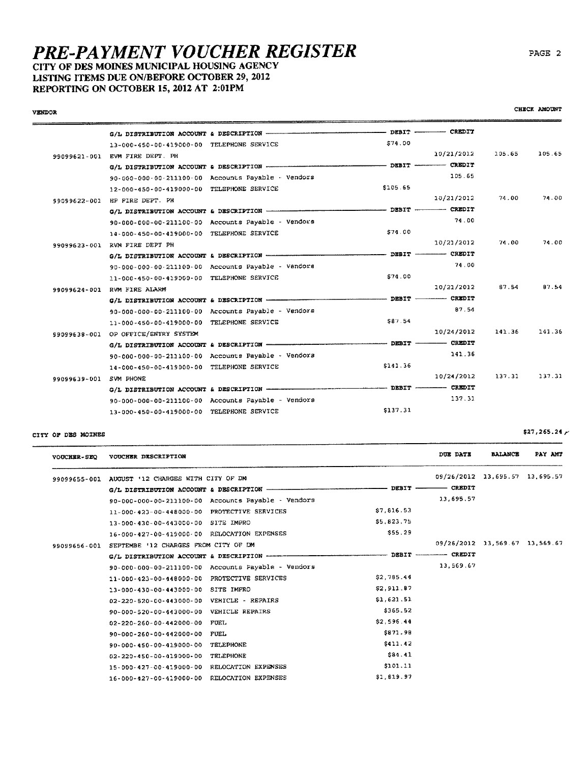# PRE-PAYMENT VOUCHER REGISTER

## CITY OF DES MOINES MUNICIPAL HOUSING AGENCY
## LISTING ITEMS DUE ON/BEFORE OCTOBER 29, 2012
## REPORTING ON OCTOBER 15, 2012 AT 2:01PM

| VENDOR | | | | | CHECK AMOUNT |
|---|---|---|---|---|---|
| | G/L DISTRIBUTION ACCOUNT & DESCRIPTION | DEBIT | CREDIT | | |
| | 13-000-450-00-419000-00 TELEPHONE SERVICE | $74.00 | | | |
| 99099621-001 | EVM FIRE DEPT. PH | | 10/21/2012 | 105.65 | 105.65 |
| | G/L DISTRIBUTION ACCOUNT & DESCRIPTION | DEBIT | CREDIT | | |
| | 90-000-000-00-211100-00 Accounts Payable - Vendors | | 105.65 | | |
| | 12-000-450-00-419000-00 TELEPHONE SERVICE | $105.65 | | | |
| 99099622-001 | HP FIRE DEPT. PH | | 10/21/2012 | 74.00 | 74.00 |
| | G/L DISTRIBUTION ACCOUNT & DESCRIPTION | DEBIT | CREDIT | | |
| | 90-000-000-00-211100-00 Accounts Payable - Vendors | | 74.00 | | |
| | 14-000-450-00-419000-00 TELEPHONE SERVICE | $74.00 | | | |
| 99099623-001 | RVM FIRE DEPT PH | | 10/21/2012 | 74.00 | 74.00 |
| | G/L DISTRIBUTION ACCOUNT & DESCRIPTION | DEBIT | CREDIT | | |
| | 90-000-000-00-211100-00 Accounts Payable - Vendors | | 74.00 | | |
| | 11-000-450-00-419000-00 TELEPHONE SERVICE | $74.00 | | | |
| 99099624-001 | RVM FIRE ALARM | | 10/21/2012 | 87.54 | 87.54 |
| | G/L DISTRIBUTION ACCOUNT & DESCRIPTION | DEBIT | CREDIT | | |
| | 90-000-000-00-211100-00 Accounts Payable - Vendors | | 87.54 | | |
| | 11-000-450-00-419000-00 TELEPHONE SERVICE | $87.54 | | | |
| 99099638-001 | OP OFFICE/ENTRY SYSTEM | | 10/24/2012 | 141.36 | 141.36 |
| | G/L DISTRIBUTION ACCOUNT & DESCRIPTION | DEBIT | CREDIT | | |
| | 90-000-000-00-211100-00 Accounts Payable - Vendors | | 141.36 | | |
| | 14-000-450-00-419000-00 TELEPHONE SERVICE | $141.36 | | | |
| 99099639-001 | SVM PHONE | | 10/24/2012 | 137.31 | 137.31 |
| | G/L DISTRIBUTION ACCOUNT & DESCRIPTION | DEBIT | CREDIT | | |
| | 90-000-000-00-211100-00 Accounts Payable - Vendors | | 137.31 | | |
| | 13-000-450-00-419000-00 TELEPHONE SERVICE | $137.31 | | | |

CITY OF DES MOINES — $27,265.24

| VOUCHER-SEQ | VOUCHER DESCRIPTION | | DUE DATE | BALANCE | PAY AMT |
|---|---|---|---|---|---|
| 99099655-001 | AUGUST '12 CHARGES WITH CITY OF DM | | 09/26/2012 | 13,695.57 | 13,695.57 |
| | G/L DISTRIBUTION ACCOUNT & DESCRIPTION | DEBIT | CREDIT | | |
| | 90-000-000-00-211100-00 Accounts Payable - Vendors | | 13,695.57 | | |
| | 11-000-423-00-448000-00 PROTECTIVE SERVICES | $7,816.53 | | | |
| | 13-000-430-00-443000-00 SITE IMPRO | $5,823.75 | | | |
| | 16-000-427-00-419000-00 RELOCATION EXPENSES | $55.29 | | | |
| 99099656-001 | SEPTEMBE '12 CHARGES FROM CITY OF DM | | 09/26/2012 | 13,569.67 | 13,569.67 |
| | G/L DISTRIBUTION ACCOUNT & DESCRIPTION | DEBIT | CREDIT | | |
| | 90-000-000-00-211100-00 Accounts Payable - Vendors | | 13,569.67 | | |
| | 11-000-423-00-448000-00 PROTECTIVE SERVICES | $2,785.44 | | | |
| | 13-000-430-00-443000-00 SITE IMPRO | $2,911.87 | | | |
| | 02-220-520-00-443000-00 VEHICLE - REPAIRS | $1,621.51 | | | |
| | 90-000-520-00-443000-00 VEHICLE REPAIRS | $365.52 | | | |
| | 02-220-260-00-442000-00 FUEL | $2,596.44 | | | |
| | 90-000-260-00-442000-00 FUEL | $871.98 | | | |
| | 90-000-450-00-419000-00 TELEPHONE | $411.42 | | | |
| | 02-220-450-00-419000-00 TELEPHONE | $84.41 | | | |
| | 15-000-427-00-419000-00 RELOCATION EXPENSES | $101.11 | | | |
| | 16-000-427-00-419000-00 RELOCATION EXPENSES | $1,819.97 | | | |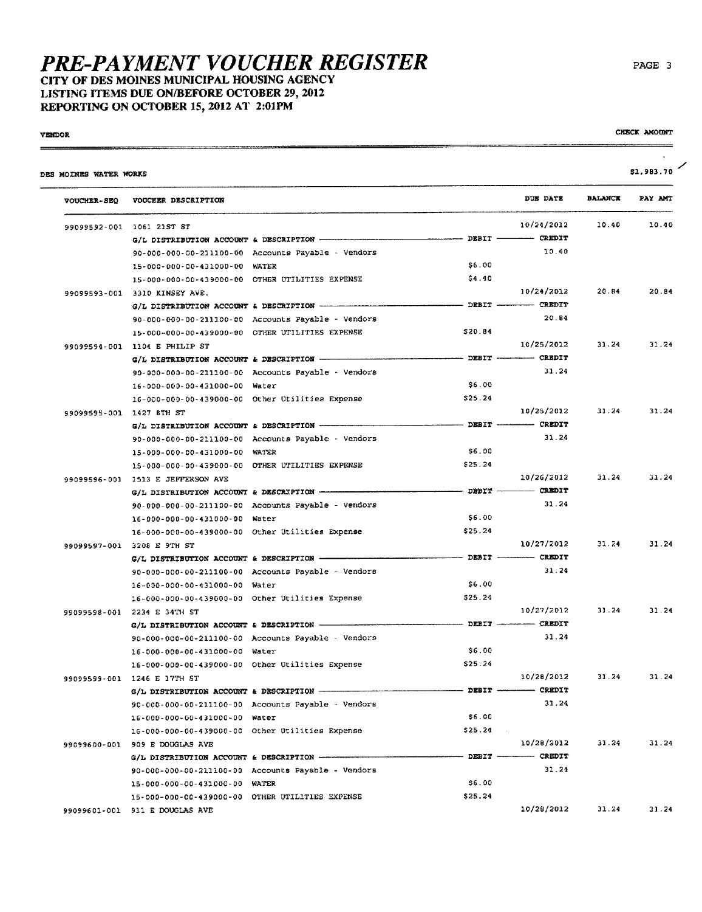# PRE-PAYMENT VOUCHER REGISTER

**CITY OF DES MOINES MUNICIPAL HOUSING AGENCY**
**LISTING ITEMS DUE ON/BEFORE OCTOBER 29, 2012**
**REPORTING ON OCTOBER 15, 2012 AT 2:01PM**

VENDOR | CHECK AMOUNT

DES MOINES WATER WORKS — $1,983.70

| VOUCHER-SEQ | VOUCHER DESCRIPTION | DEBIT | CREDIT / DUE DATE | BALANCE | PAY AMT |
|---|---|---|---|---|---|
| 99099592-001 | 1061 21ST ST | | 10/24/2012 | 10.40 | 10.40 |
| | G/L DISTRIBUTION ACCOUNT & DESCRIPTION | DEBIT | CREDIT | | |
| | 90-000-000-00-211100-00 Accounts Payable - Vendors | | 10.40 | | |
| | 15-000-000-00-431000-00 WATER | $6.00 | | | |
| | 15-000-000-00-439000-00 OTHER UTILITIES EXPENSE | $4.40 | | | |
| 99099593-001 | 3310 KINSEY AVE. | | 10/24/2012 | 20.84 | 20.84 |
| | G/L DISTRIBUTION ACCOUNT & DESCRIPTION | DEBIT | CREDIT | | |
| | 90-000-000-00-211100-00 Accounts Payable - Vendors | | 20.84 | | |
| | 15-000-000-00-439000-00 OTHER UTILITIES EXPENSE | $20.84 | | | |
| 99099594-001 | 1104 E PHILIP ST | | 10/25/2012 | 31.24 | 31.24 |
| | G/L DISTRIBUTION ACCOUNT & DESCRIPTION | DEBIT | CREDIT | | |
| | 90-000-000-00-211100-00 Accounts Payable - Vendors | | 31.24 | | |
| | 16-000-000-00-431000-00 Water | $6.00 | | | |
| | 16-000-000-00-439000-00 Other Utilities Expense | $25.24 | | | |
| 99099595-001 | 1427 8TH ST | | 10/25/2012 | 31.24 | 31.24 |
| | G/L DISTRIBUTION ACCOUNT & DESCRIPTION | DEBIT | CREDIT | | |
| | 90-000-000-00-211100-00 Accounts Payable - Vendors | | 31.24 | | |
| | 15-000-000-00-431000-00 WATER | $6.00 | | | |
| | 15-000-000-00-439000-00 OTHER UTILITIES EXPENSE | $25.24 | | | |
| 99099596-001 | 1513 E JEFFERSON AVE | | 10/26/2012 | 31.24 | 31.24 |
| | G/L DISTRIBUTION ACCOUNT & DESCRIPTION | DEBIT | CREDIT | | |
| | 90-000-000-00-211100-00 Accounts Payable - Vendors | | 31.24 | | |
| | 16-000-000-00-431000-00 Water | $6.00 | | | |
| | 16-000-000-00-439000-00 Other Utilities Expense | $25.24 | | | |
| 99099597-001 | 3208 E 9TH ST | | 10/27/2012 | 31.24 | 31.24 |
| | G/L DISTRIBUTION ACCOUNT & DESCRIPTION | DEBIT | CREDIT | | |
| | 90-000-000-00-211100-00 Accounts Payable - Vendors | | 31.24 | | |
| | 16-000-000-00-431000-00 Water | $6.00 | | | |
| | 16-000-000-00-439000-00 Other Utilities Expense | $25.24 | | | |
| 99099598-001 | 2234 E 34TH ST | | 10/27/2012 | 31.24 | 31.24 |
| | G/L DISTRIBUTION ACCOUNT & DESCRIPTION | DEBIT | CREDIT | | |
| | 90-000-000-00-211100-00 Accounts Payable - Vendors | | 31.24 | | |
| | 16-000-000-00-431000-00 Water | $6.00 | | | |
| | 16-000-000-00-439000-00 Other Utilities Expense | $25.24 | | | |
| 99099599-001 | 1246 E 17TH ST | | 10/28/2012 | 31.24 | 31.24 |
| | G/L DISTRIBUTION ACCOUNT & DESCRIPTION | DEBIT | CREDIT | | |
| | 90-000-000-00-211100-00 Accounts Payable - Vendors | | 31.24 | | |
| | 16-000-000-00-431000-00 Water | $6.00 | | | |
| | 16-000-000-00-439000-00 Other Utilities Expense | $25.24 | | | |
| 99099600-001 | 909 E DOUGLAS AVE | | 10/28/2012 | 31.24 | 31.24 |
| | G/L DISTRIBUTION ACCOUNT & DESCRIPTION | DEBIT | CREDIT | | |
| | 90-000-000-00-211100-00 Accounts Payable - Vendors | | 31.24 | | |
| | 15-000-000-00-431000-00 WATER | $6.00 | | | |
| | 15-000-000-00-439000-00 OTHER UTILITIES EXPENSE | $25.24 | | | |
| 99099601-001 | 911 E DOUGLAS AVE | | 10/28/2012 | 31.24 | 31.24 |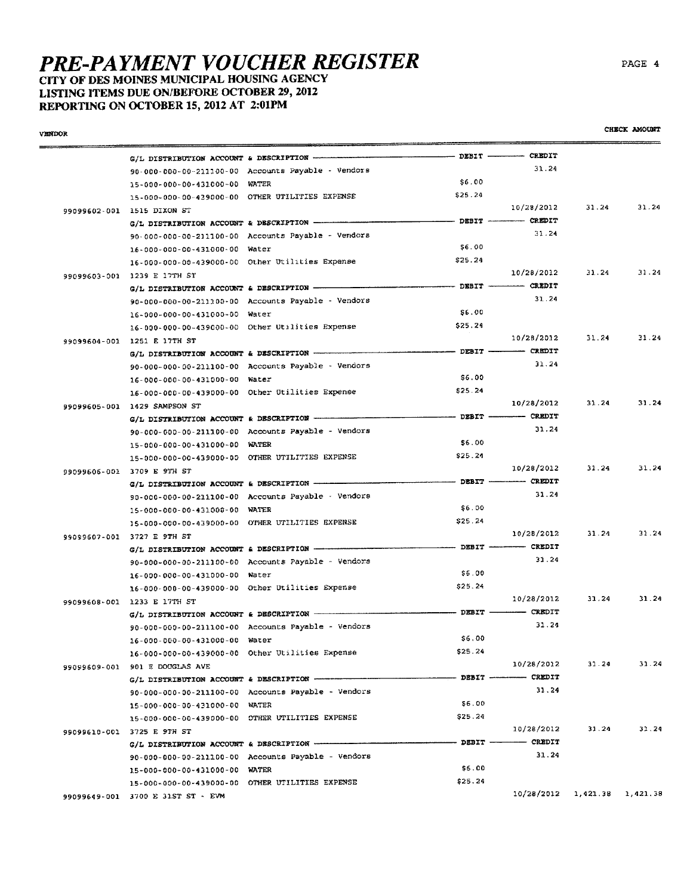# PRE-PAYMENT VOUCHER REGISTER

## CITY OF DES MOINES MUNICIPAL HOUSING AGENCY
## LISTING ITEMS DUE ON/BEFORE OCTOBER 29, 2012
## REPORTING ON OCTOBER 15, 2012 AT 2:01PM

| VENDOR | | | | | CHECK AMOUNT |
|---|---|---|---|---|---|
| | G/L DISTRIBUTION ACCOUNT & DESCRIPTION | DEBIT | CREDIT | | |
| | 90-000-000-00-211100-00 Accounts Payable - Vendors | | 31.24 | | |
| | 15-000-000-00-431000-00 WATER | $6.00 | | | |
| | 15-000-000-00-439000-00 OTHER UTILITIES EXPENSE | $25.24 | | | |
| 99099602-001 | 1515 DIXON ST | | 10/28/2012 | 31.24 | 31.24 |
| | G/L DISTRIBUTION ACCOUNT & DESCRIPTION | DEBIT | CREDIT | | |
| | 90-000-000-00-211100-00 Accounts Payable - Vendors | | 31.24 | | |
| | 16-000-000-00-431000-00 Water | $6.00 | | | |
| | 16-000-000-00-439000-00 Other Utilities Expense | $25.24 | | | |
| 99099603-001 | 1239 E 17TH ST | | 10/28/2012 | 31.24 | 31.24 |
| | G/L DISTRIBUTION ACCOUNT & DESCRIPTION | DEBIT | CREDIT | | |
| | 90-000-000-00-211100-00 Accounts Payable - Vendors | | 31.24 | | |
| | 16-000-000-00-431000-00 Water | $6.00 | | | |
| | 16-000-000-00-439000-00 Other Utilities Expense | $25.24 | | | |
| 99099604-001 | 1251 E 17TH ST | | 10/28/2012 | 31.24 | 31.24 |
| | G/L DISTRIBUTION ACCOUNT & DESCRIPTION | DEBIT | CREDIT | | |
| | 90-000-000-00-211100-00 Accounts Payable - Vendors | | 31.24 | | |
| | 16-000-000-00-431000-00 Water | $6.00 | | | |
| | 16-000-000-00-439000-00 Other Utilities Expense | $25.24 | | | |
| 99099605-001 | 1429 SAMPSON ST | | 10/28/2012 | 31.24 | 31.24 |
| | G/L DISTRIBUTION ACCOUNT & DESCRIPTION | DEBIT | CREDIT | | |
| | 90-000-000-00-211100-00 Accounts Payable - Vendors | | 31.24 | | |
| | 15-000-000-00-431000-00 WATER | $6.00 | | | |
| | 15-000-000-00-439000-00 OTHER UTILITIES EXPENSE | $25.24 | | | |
| 99099606-001 | 3709 E 9TH ST | | 10/28/2012 | 31.24 | 31.24 |
| | G/L DISTRIBUTION ACCOUNT & DESCRIPTION | DEBIT | CREDIT | | |
| | 90-000-000-00-211100-00 Accounts Payable - Vendors | | 31.24 | | |
| | 15-000-000-00-431000-00 WATER | $6.00 | | | |
| | 15-000-000-00-439000-00 OTHER UTILITIES EXPENSE | $25.24 | | | |
| 99099607-001 | 3727 E 9TH ST | | 10/28/2012 | 31.24 | 31.24 |
| | G/L DISTRIBUTION ACCOUNT & DESCRIPTION | DEBIT | CREDIT | | |
| | 90-000-000-00-211100-00 Accounts Payable - Vendors | | 31.24 | | |
| | 16-000-000-00-431000-00 Water | $6.00 | | | |
| | 16-000-000-00-439000-00 Other Utilities Expense | $25.24 | | | |
| 99099608-001 | 1233 E 17TH ST | | 10/28/2012 | 31.24 | 31.24 |
| | G/L DISTRIBUTION ACCOUNT & DESCRIPTION | DEBIT | CREDIT | | |
| | 90-000-000-00-211100-00 Accounts Payable - Vendors | | 31.24 | | |
| | 16-000-000-00-431000-00 Water | $6.00 | | | |
| | 16-000-000-00-439000-00 Other Utilities Expense | $25.24 | | | |
| 99099609-001 | 901 E DOUGLAS AVE | | 10/28/2012 | 31.24 | 31.24 |
| | G/L DISTRIBUTION ACCOUNT & DESCRIPTION | DEBIT | CREDIT | | |
| | 90-000-000-00-211100-00 Accounts Payable - Vendors | | 31.24 | | |
| | 15-000-000-00-431000-00 WATER | $6.00 | | | |
| | 15-000-000-00-439000-00 OTHER UTILITIES EXPENSE | $25.24 | | | |
| 99099610-001 | 3725 E 9TH ST | | 10/28/2012 | 31.24 | 31.24 |
| | G/L DISTRIBUTION ACCOUNT & DESCRIPTION | DEBIT | CREDIT | | |
| | 90-000-000-00-211100-00 Accounts Payable - Vendors | | 31.24 | | |
| | 15-000-000-00-431000-00 WATER | $6.00 | | | |
| | 15-000-000-00-439000-00 OTHER UTILITIES EXPENSE | $25.24 | | | |
| 99099649-001 | 3700 E 31ST ST - EVM | | 10/28/2012 | 1,421.38 | 1,421.38 |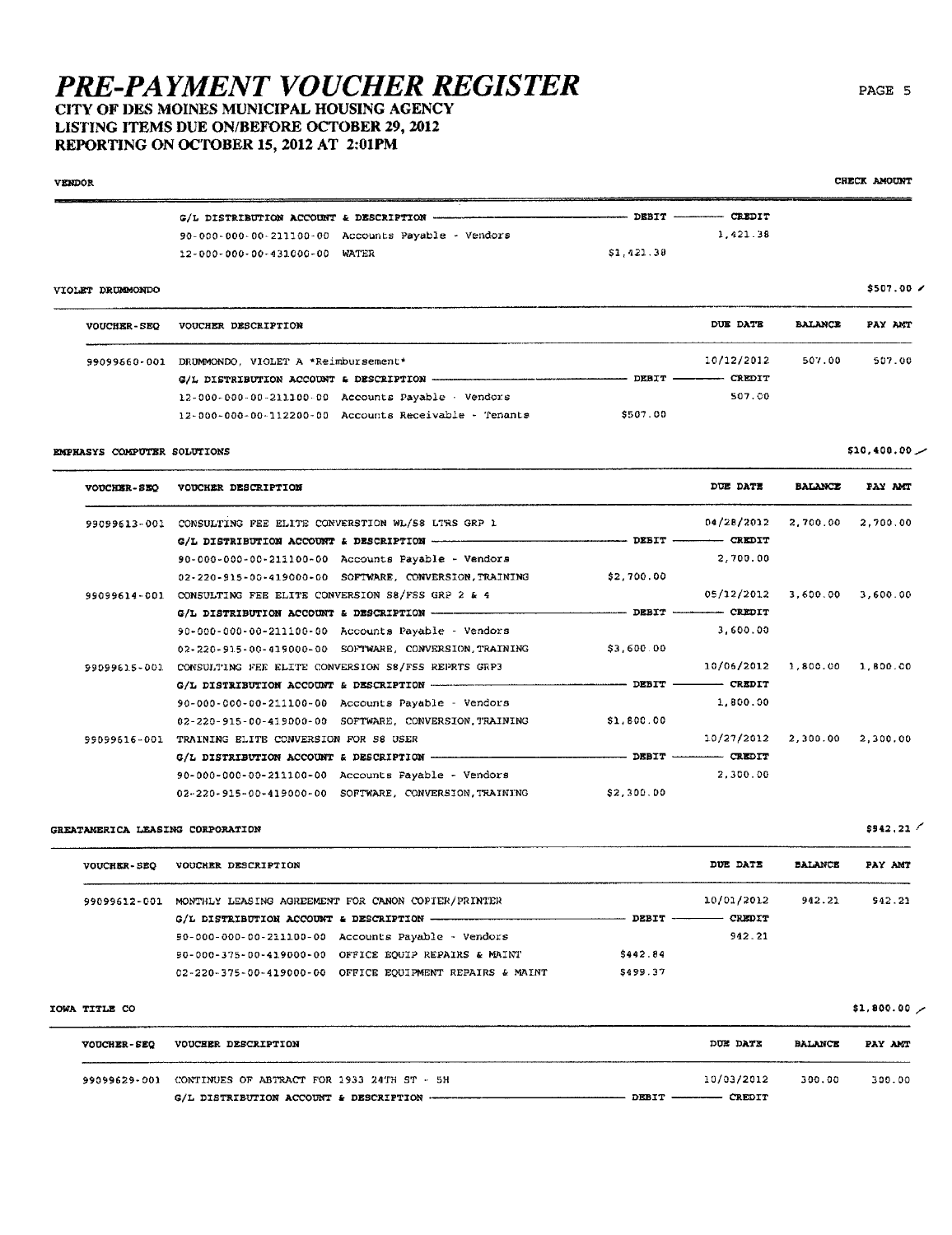# PRE-PAYMENT VOUCHER REGISTER

## CITY OF DES MOINES MUNICIPAL HOUSING AGENCY
## LISTING ITEMS DUE ON/BEFORE OCTOBER 29, 2012
## REPORTING ON OCTOBER 15, 2012 AT 2:01PM

**VENDOR** — **CHECK AMOUNT**

| G/L DISTRIBUTION ACCOUNT & DESCRIPTION | DEBIT | CREDIT |
|---|---|---|
| 90-000-000-00-211100-00 Accounts Payable - Vendors | | 1,421.38 |
| 12-000-000-00-431000-00 WATER | $1,421.38 | |

### VIOLET DRUMMONDO — $507.00

| VOUCHER-SEQ | VOUCHER DESCRIPTION | | | DUE DATE | BALANCE | PAY AMT |
|---|---|---|---|---|---|---|
| 99099660-001 | DRUMMONDO, VIOLET A *Reimbursement* | | | 10/12/2012 | 507.00 | 507.00 |
| | G/L DISTRIBUTION ACCOUNT & DESCRIPTION | DEBIT | CREDIT | | | |
| | 12-000-000-00-211100-00 Accounts Payable - Vendors | | 507.00 | | | |
| | 12-000-000-00-112200-00 Accounts Receivable - Tenants | $507.00 | | | | |

### EMPHASYS COMPUTER SOLUTIONS — $10,400.00

| VOUCHER-SEQ | VOUCHER DESCRIPTION | | | DUE DATE | BALANCE | PAY AMT |
|---|---|---|---|---|---|---|
| 99099613-001 | CONSULTING FEE ELITE CONVERSTION WL/S8 LTRS GRP 1 | | | 04/28/2012 | 2,700.00 | 2,700.00 |
| | G/L DISTRIBUTION ACCOUNT & DESCRIPTION | DEBIT | CREDIT | | | |
| | 90-000-000-00-211100-00 Accounts Payable - Vendors | | 2,700.00 | | | |
| | 02-220-915-00-419000-00 SOFTWARE, CONVERSION,TRAINING | $2,700.00 | | | | |
| 99099614-001 | CONSULTING FEE ELITE CONVERSION S8/FSS GRP 2 & 4 | | | 05/12/2012 | 3,600.00 | 3,600.00 |
| | G/L DISTRIBUTION ACCOUNT & DESCRIPTION | DEBIT | CREDIT | | | |
| | 90-000-000-00-211100-00 Accounts Payable - Vendors | | 3,600.00 | | | |
| | 02-220-915-00-419000-00 SOFTWARE, CONVERSION,TRAINING | $3,600.00 | | | | |
| 99099615-001 | CONSULTING FEE ELITE CONVERSION S8/FSS REPRTS GRP3 | | | 10/06/2012 | 1,800.00 | 1,800.00 |
| | G/L DISTRIBUTION ACCOUNT & DESCRIPTION | DEBIT | CREDIT | | | |
| | 90-000-000-00-211100-00 Accounts Payable - Vendors | | 1,800.00 | | | |
| | 02-220-915-00-419000-00 SOFTWARE, CONVERSION,TRAINING | $1,800.00 | | | | |
| 99099616-001 | TRAINING ELITE CONVERSION FOR S8 USER | | | 10/27/2012 | 2,300.00 | 2,300.00 |
| | G/L DISTRIBUTION ACCOUNT & DESCRIPTION | DEBIT | CREDIT | | | |
| | 90-000-000-00-211100-00 Accounts Payable - Vendors | | 2,300.00 | | | |
| | 02-220-915-00-419000-00 SOFTWARE, CONVERSION,TRAINING | $2,300.00 | | | | |

### GREATAMERICA LEASING CORPORATION — $942.21

| VOUCHER-SEQ | VOUCHER DESCRIPTION | | | DUE DATE | BALANCE | PAY AMT |
|---|---|---|---|---|---|---|
| 99099612-001 | MONTHLY LEASING AGREEMENT FOR CANON COPIER/PRINTER | | | 10/01/2012 | 942.21 | 942.21 |
| | G/L DISTRIBUTION ACCOUNT & DESCRIPTION | DEBIT | CREDIT | | | |
| | 90-000-000-00-211100-00 Accounts Payable - Vendors | | 942.21 | | | |
| | 90-000-375-00-419000-00 OFFICE EQUIP REPAIRS & MAINT | $442.84 | | | | |
| | 02-220-375-00-419000-00 OFFICE EQUIPMENT REPAIRS & MAINT | $499.37 | | | | |

### IOWA TITLE CO — $1,800.00

| VOUCHER-SEQ | VOUCHER DESCRIPTION | | | DUE DATE | BALANCE | PAY AMT |
|---|---|---|---|---|---|---|
| 99099629-001 | CONTINUES OF ABTRACT FOR 1933 24TH ST - 5H | | | 10/03/2012 | 300.00 | 300.00 |
| | G/L DISTRIBUTION ACCOUNT & DESCRIPTION | DEBIT | CREDIT | | | |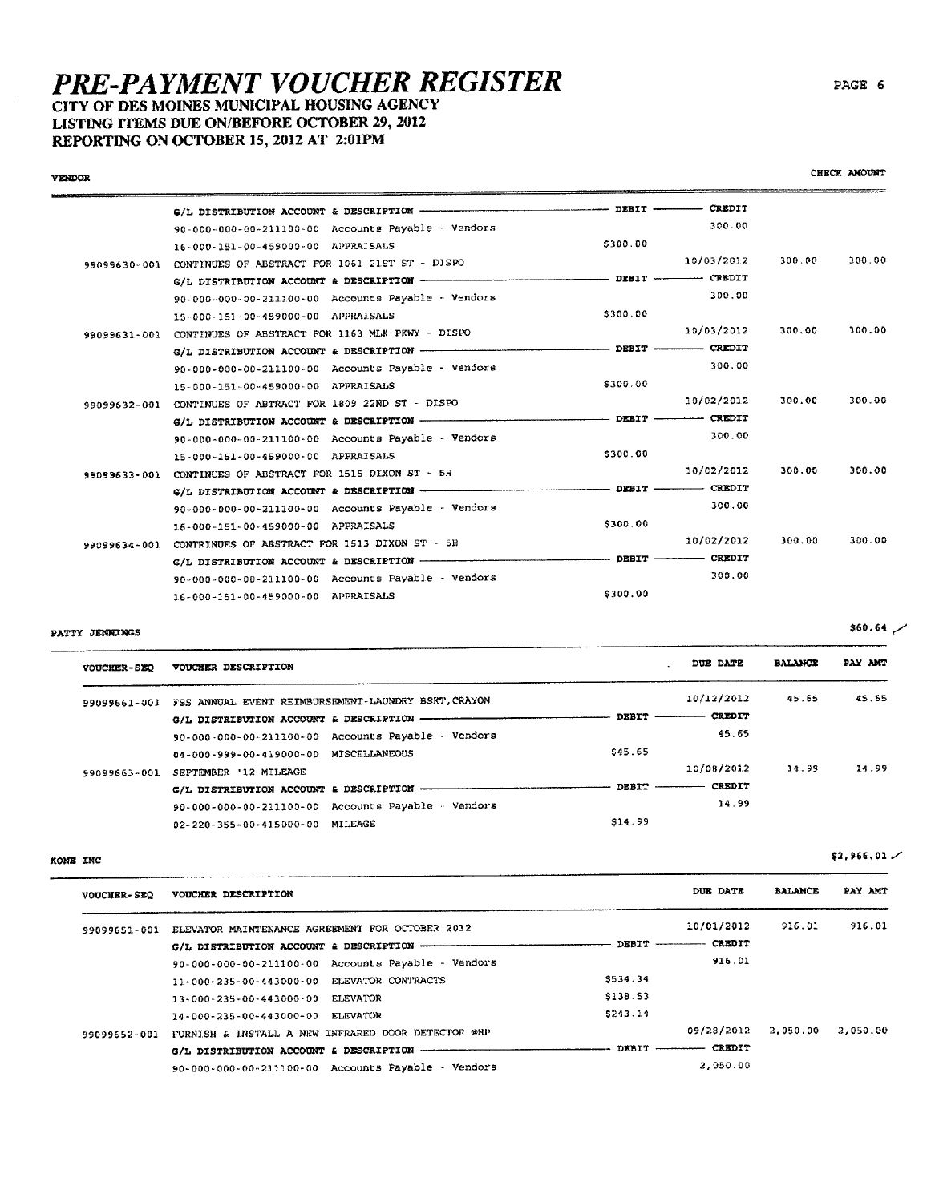# PRE-PAYMENT VOUCHER REGISTER

**CITY OF DES MOINES MUNICIPAL HOUSING AGENCY**
**LISTING ITEMS DUE ON/BEFORE OCTOBER 29, 2012**
**REPORTING ON OCTOBER 15, 2012 AT 2:01PM**

| VENDOR | | | | | CHECK AMOUNT |
|---|---|---|---|---|---|
| | G/L DISTRIBUTION ACCOUNT & DESCRIPTION | DEBIT | CREDIT | | |
| | 90-000-000-00-211100-00 Accounts Payable - Vendors | | 300.00 | | |
| | 16-000-151-00-459000-00 APPRAISALS | $300.00 | | | |
| 99099630-001 | CONTINUES OF ABSTRACT FOR 1061 21ST ST - DISPO | | 10/03/2012 | 300.00 | 300.00 |
| | G/L DISTRIBUTION ACCOUNT & DESCRIPTION | DEBIT | CREDIT | | |
| | 90-000-000-00-211100-00 Accounts Payable - Vendors | | 300.00 | | |
| | 15-000-151-00-459000-00 APPRAISALS | $300.00 | | | |
| 99099631-001 | CONTINUES OF ABSTRACT FOR 1163 MLK PKWY - DISPO | | 10/03/2012 | 300.00 | 300.00 |
| | G/L DISTRIBUTION ACCOUNT & DESCRIPTION | DEBIT | CREDIT | | |
| | 90-000-000-00-211100-00 Accounts Payable - Vendors | | 300.00 | | |
| | 15-000-151-00-459000-00 APPRAISALS | $300.00 | | | |
| 99099632-001 | CONTINUES OF ABTRACT FOR 1809 22ND ST - DISPO | | 10/02/2012 | 300.00 | 300.00 |
| | G/L DISTRIBUTION ACCOUNT & DESCRIPTION | DEBIT | CREDIT | | |
| | 90-000-000-00-211100-00 Accounts Payable - Vendors | | 300.00 | | |
| | 15-000-151-00-459000-00 APPRAISALS | $300.00 | | | |
| 99099633-001 | CONTINUES OF ABSTRACT FOR 1515 DIXON ST - 5H | | 10/02/2012 | 300.00 | 300.00 |
| | G/L DISTRIBUTION ACCOUNT & DESCRIPTION | DEBIT | CREDIT | | |
| | 90-000-000-00-211100-00 Accounts Payable - Vendors | | 300.00 | | |
| | 16-000-151-00-459000-00 APPRAISALS | $300.00 | | | |
| 99099634-001 | CONTRINUES OF ABSTRACT FOR 1513 DIXON ST - 5H | | 10/02/2012 | 300.00 | 300.00 |
| | G/L DISTRIBUTION ACCOUNT & DESCRIPTION | DEBIT | CREDIT | | |
| | 90-000-000-00-211100-00 Accounts Payable - Vendors | | 300.00 | | |
| | 16-000-151-00-459000-00 APPRAISALS | $300.00 | | | |

**PATTY JENNINGS** — $60.64

| VOUCHER-SEQ | VOUCHER DESCRIPTION | | DUE DATE | BALANCE | PAY AMT |
|---|---|---|---|---|---|
| 99099661-001 | FSS ANNUAL EVENT REIMBURSEMENT-LAUNDRY BSKT,CRAYON | | 10/12/2012 | 45.65 | 45.65 |
| | G/L DISTRIBUTION ACCOUNT & DESCRIPTION | DEBIT | CREDIT | | |
| | 90-000-000-00-211100-00 Accounts Payable - Vendors | | 45.65 | | |
| | 04-000-999-00-419000-00 MISCELLANEOUS | $45.65 | | | |
| 99099663-001 | SEPTEMBER '12 MILEAGE | | 10/08/2012 | 14.99 | 14.99 |
| | G/L DISTRIBUTION ACCOUNT & DESCRIPTION | DEBIT | CREDIT | | |
| | 90-000-000-00-211100-00 Accounts Payable - Vendors | | 14.99 | | |
| | 02-220-355-00-415000-00 MILEAGE | $14.99 | | | |

**KONE INC** — $2,966.01

| VOUCHER-SEQ | VOUCHER DESCRIPTION | | DUE DATE | BALANCE | PAY AMT |
|---|---|---|---|---|---|
| 99099651-001 | ELEVATOR MAINTENANCE AGREEMENT FOR OCTOBER 2012 | | 10/01/2012 | 916.01 | 916.01 |
| | G/L DISTRIBUTION ACCOUNT & DESCRIPTION | DEBIT | CREDIT | | |
| | 90-000-000-00-211100-00 Accounts Payable - Vendors | | 916.01 | | |
| | 11-000-235-00-443000-00 ELEVATOR CONTRACTS | $534.34 | | | |
| | 13-000-235-00-443000-00 ELEVATOR | $138.53 | | | |
| | 14-000-235-00-443000-00 ELEVATOR | $243.14 | | | |
| 99099652-001 | FURNISH & INSTALL A NEW INFRARED DOOR DETECTOR @HP | | 09/28/2012 | 2,050.00 | 2,050.00 |
| | G/L DISTRIBUTION ACCOUNT & DESCRIPTION | DEBIT | CREDIT | | |
| | 90-000-000-00-211100-00 Accounts Payable - Vendors | | 2,050.00 | | |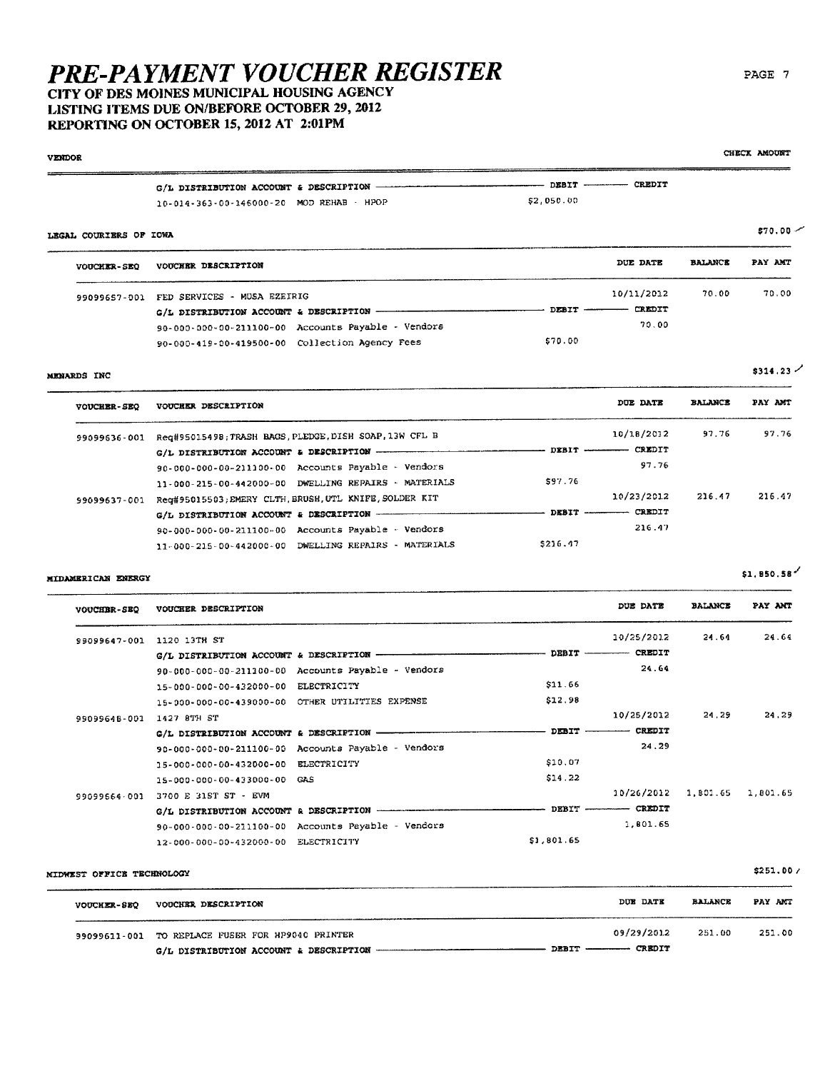# PRE-PAYMENT VOUCHER REGISTER

## CITY OF DES MOINES MUNICIPAL HOUSING AGENCY
## LISTING ITEMS DUE ON/BEFORE OCTOBER 29, 2012
## REPORTING ON OCTOBER 15, 2012 AT 2:01PM

| VENDOR | | | | | CHECK AMOUNT |
|---|---|---|---|---|---|
| | G/L DISTRIBUTION ACCOUNT & DESCRIPTION | DEBIT | CREDIT | | |
| | 10-014-363-00-146000-20 MOD REHAB - HPOP | $2,050.00 | | | |

**LEGAL COURIERS OF IOWA** — $70.00

| VOUCHER-SEQ | VOUCHER DESCRIPTION | | DUE DATE | BALANCE | PAY AMT |
|---|---|---|---|---|---|
| 99099657-001 | FED SERVICES - MUSA EZEIRIG | | 10/11/2012 | 70.00 | 70.00 |
| | G/L DISTRIBUTION ACCOUNT & DESCRIPTION | DEBIT | CREDIT | | |
| | 90-000-000-00-211100-00 Accounts Payable - Vendors | | 70.00 | | |
| | 90-000-419-00-419500-00 Collection Agency Fees | $70.00 | | | |

**MENARDS INC** — $314.23

| VOUCHER-SEQ | VOUCHER DESCRIPTION | | DUE DATE | BALANCE | PAY AMT |
|---|---|---|---|---|---|
| 99099636-001 | Req#95015498;TRASH BAGS,PLEDGE,DISH SOAP,13W CFL B | | 10/18/2012 | 97.76 | 97.76 |
| | G/L DISTRIBUTION ACCOUNT & DESCRIPTION | DEBIT | CREDIT | | |
| | 90-000-000-00-211100-00 Accounts Payable - Vendors | | 97.76 | | |
| | 11-000-215-00-442000-00 DWELLING REPAIRS - MATERIALS | $97.76 | | | |
| 99099637-001 | Req#95015503;EMERY CLTH,BRUSH,UTL KNIFE,SOLDER KIT | | 10/23/2012 | 216.47 | 216.47 |
| | G/L DISTRIBUTION ACCOUNT & DESCRIPTION | DEBIT | CREDIT | | |
| | 90-000-000-00-211100-00 Accounts Payable - Vendors | | 216.47 | | |
| | 11-000-215-00-442000-00 DWELLING REPAIRS - MATERIALS | $216.47 | | | |

**MIDAMERICAN ENERGY** — $1,850.58

| VOUCHER-SEQ | VOUCHER DESCRIPTION | | DUE DATE | BALANCE | PAY AMT |
|---|---|---|---|---|---|
| 99099647-001 | 1120 13TH ST | | 10/25/2012 | 24.64 | 24.64 |
| | G/L DISTRIBUTION ACCOUNT & DESCRIPTION | DEBIT | CREDIT | | |
| | 90-000-000-00-211100-00 Accounts Payable - Vendors | | 24.64 | | |
| | 15-000-000-00-432000-00 ELECTRICITY | $11.66 | | | |
| | 15-000-000-00-439000-00 OTHER UTILITIES EXPENSE | $12.98 | | | |
| 99099648-001 | 1427 8TH ST | | 10/25/2012 | 24.29 | 24.29 |
| | G/L DISTRIBUTION ACCOUNT & DESCRIPTION | DEBIT | CREDIT | | |
| | 90-000-000-00-211100-00 Accounts Payable - Vendors | | 24.29 | | |
| | 15-000-000-00-432000-00 ELECTRICITY | $10.07 | | | |
| | 15-000-000-00-433000-00 GAS | $14.22 | | | |
| 99099664-001 | 3700 E 31ST ST - EVM | | 10/26/2012 | 1,801.65 | 1,801.65 |
| | G/L DISTRIBUTION ACCOUNT & DESCRIPTION | DEBIT | CREDIT | | |
| | 90-000-000-00-211100-00 Accounts Payable - Vendors | | 1,801.65 | | |
| | 12-000-000-00-432000-00 ELECTRICITY | $1,801.65 | | | |

**MIDWEST OFFICE TECHNOLOGY** — $251.00

| VOUCHER-SEQ | VOUCHER DESCRIPTION | | DUE DATE | BALANCE | PAY AMT |
|---|---|---|---|---|---|
| 99099611-001 | TO REPLACE FUSER FOR HP9040 PRINTER | | 09/29/2012 | 251.00 | 251.00 |
| | G/L DISTRIBUTION ACCOUNT & DESCRIPTION | DEBIT | CREDIT | | |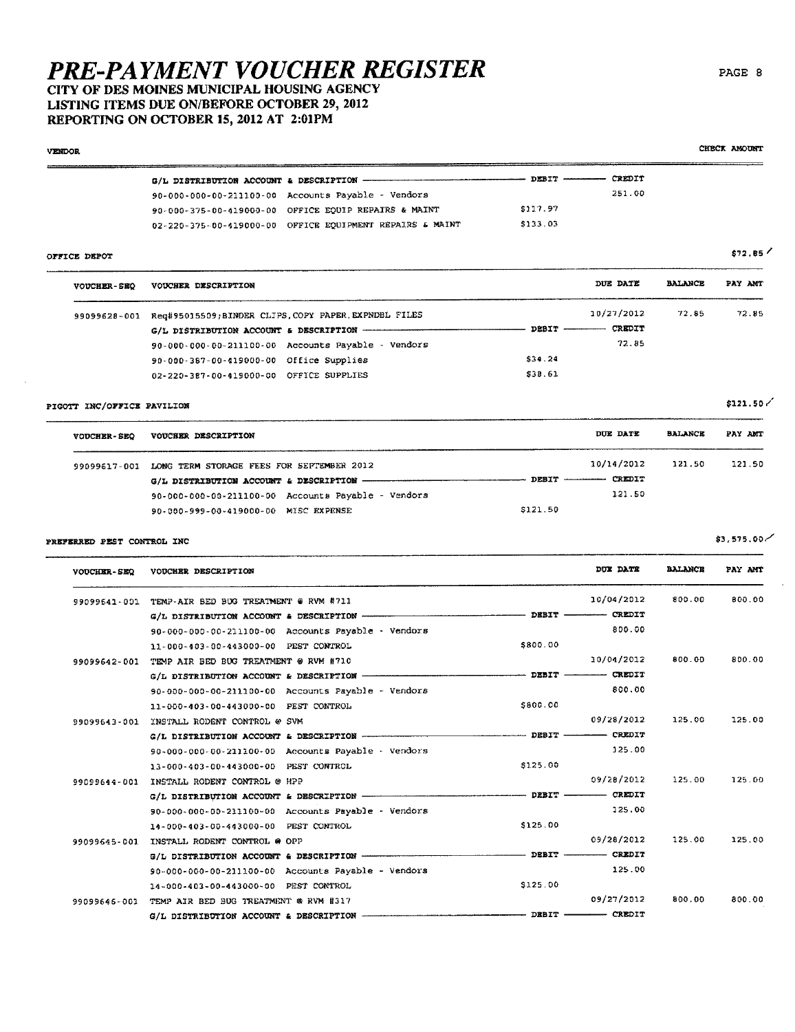# PRE-PAYMENT VOUCHER REGISTER

**CITY OF DES MOINES MUNICIPAL HOUSING AGENCY**
**LISTING ITEMS DUE ON/BEFORE OCTOBER 29, 2012**
**REPORTING ON OCTOBER 15, 2012 AT 2:01PM**

VENDOR | CHECK AMOUNT

| G/L DISTRIBUTION ACCOUNT & DESCRIPTION | | DEBIT | CREDIT |
|---|---|---|---|
| 90-000-000-00-211100-00 | Accounts Payable - Vendors | | 251.00 |
| 90-000-375-00-419000-00 | OFFICE EQUIP REPAIRS & MAINT | $117.97 | |
| 02-220-375-00-419000-00 | OFFICE EQUIPMENT REPAIRS & MAINT | $133.03 | |

**OFFICE DEPOT** — $72.85

| VOUCHER-SEQ | VOUCHER DESCRIPTION | DEBIT | DUE DATE / CREDIT | BALANCE | PAY AMT |
|---|---|---|---|---|---|
| 99099628-001 | Req#95015509;BINDER CLIPS,COPY PAPER,EXPNDBL FILES | | 10/27/2012 | 72.85 | 72.85 |
| | G/L DISTRIBUTION ACCOUNT & DESCRIPTION | DEBIT | CREDIT | | |
| | 90-000-000-00-211100-00 Accounts Payable - Vendors | | 72.85 | | |
| | 90-000-387-00-419000-00 Office Supplies | $34.24 | | | |
| | 02-220-387-00-419000-00 OFFICE SUPPLIES | $38.61 | | | |

**PIGOTT INC/OFFICE PAVILION** — $121.50

| VOUCHER-SEQ | VOUCHER DESCRIPTION | DEBIT | DUE DATE / CREDIT | BALANCE | PAY AMT |
|---|---|---|---|---|---|
| 99099617-001 | LONG TERM STORAGE FEES FOR SEPTEMBER 2012 | | 10/14/2012 | 121.50 | 121.50 |
| | G/L DISTRIBUTION ACCOUNT & DESCRIPTION | DEBIT | CREDIT | | |
| | 90-000-000-00-211100-00 Accounts Payable - Vendors | | 121.50 | | |
| | 90-000-999-00-419000-00 MISC EXPENSE | $121.50 | | | |

**PREFERRED PEST CONTROL INC** — $3,575.00

| VOUCHER-SEQ | VOUCHER DESCRIPTION | DEBIT | DUE DATE / CREDIT | BALANCE | PAY AMT |
|---|---|---|---|---|---|
| 99099641-001 | TEMP-AIR BED BUG TREATMENT @ RVM #711 | | 10/04/2012 | 800.00 | 800.00 |
| | G/L DISTRIBUTION ACCOUNT & DESCRIPTION | DEBIT | CREDIT | | |
| | 90-000-000-00-211100-00 Accounts Payable - Vendors | | 800.00 | | |
| | 11-000-403-00-443000-00 PEST CONTROL | $800.00 | | | |
| 99099642-001 | TEMP AIR BED BUG TREATMENT @ RVM #710 | | 10/04/2012 | 800.00 | 800.00 |
| | G/L DISTRIBUTION ACCOUNT & DESCRIPTION | DEBIT | CREDIT | | |
| | 90-000-000-00-211100-00 Accounts Payable - Vendors | | 800.00 | | |
| | 11-000-403-00-443000-00 PEST CONTROL | $800.00 | | | |
| 99099643-001 | INSTALL RODENT CONTROL @ SVM | | 09/28/2012 | 125.00 | 125.00 |
| | G/L DISTRIBUTION ACCOUNT & DESCRIPTION | DEBIT | CREDIT | | |
| | 90-000-000-00-211100-00 Accounts Payable - Vendors | | 125.00 | | |
| | 13-000-403-00-443000-00 PEST CONTROL | $125.00 | | | |
| 99099644-001 | INSTALL RODENT CONTROL @ HPP | | 09/28/2012 | 125.00 | 125.00 |
| | G/L DISTRIBUTION ACCOUNT & DESCRIPTION | DEBIT | CREDIT | | |
| | 90-000-000-00-211100-00 Accounts Payable - Vendors | | 125.00 | | |
| | 14-000-403-00-443000-00 PEST CONTROL | $125.00 | | | |
| 99099645-001 | INSTALL RODENT CONTROL @ OPP | | 09/28/2012 | 125.00 | 125.00 |
| | G/L DISTRIBUTION ACCOUNT & DESCRIPTION | DEBIT | CREDIT | | |
| | 90-000-000-00-211100-00 Accounts Payable - Vendors | | 125.00 | | |
| | 14-000-403-00-443000-00 PEST CONTROL | $125.00 | | | |
| 99099646-001 | TEMP AIR BED BUG TREATMENT @ RVM #317 | | 09/27/2012 | 800.00 | 800.00 |
| | G/L DISTRIBUTION ACCOUNT & DESCRIPTION | DEBIT | CREDIT | | |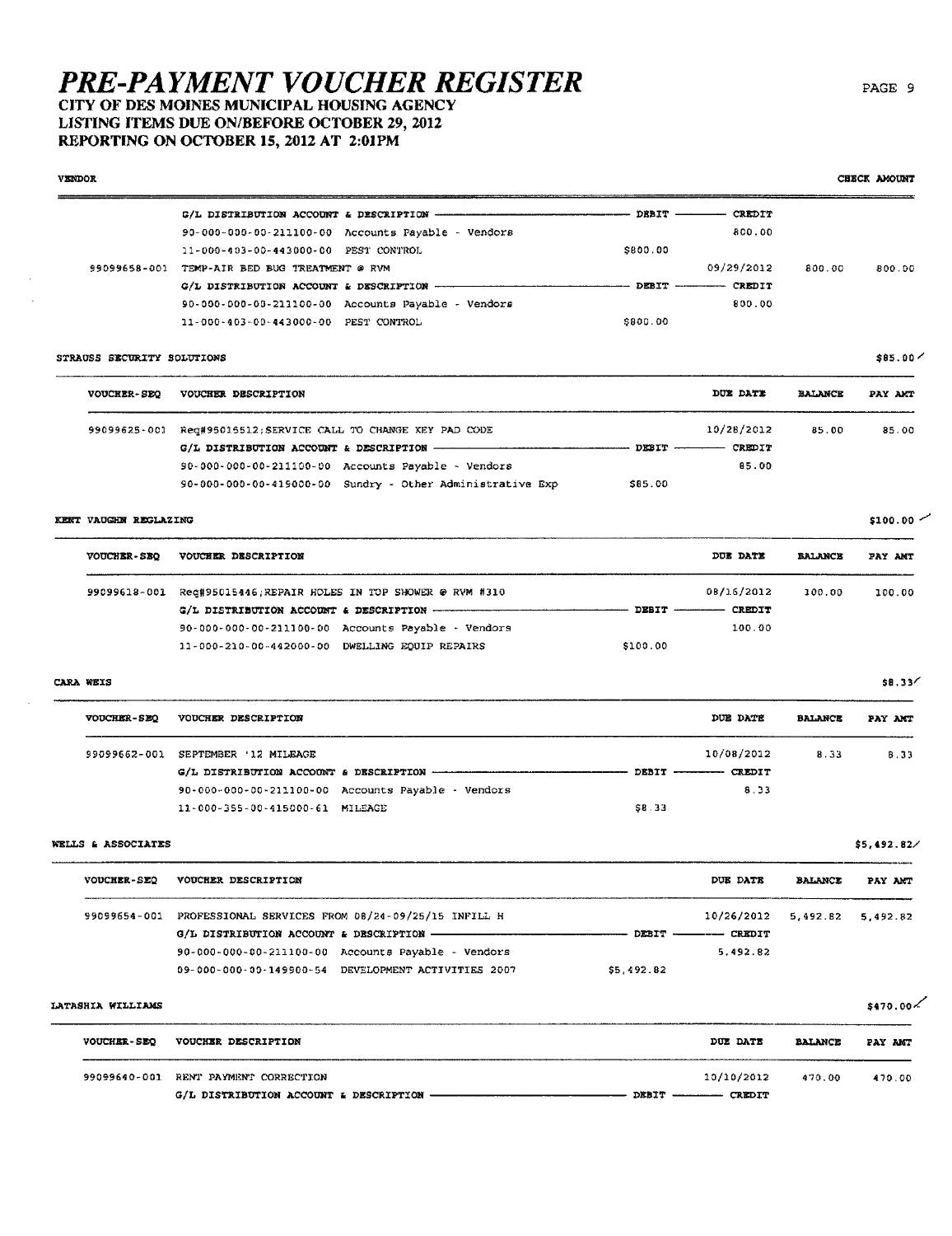// Page 18 transcription — document 296738a36801
# PRE-PAYMENT VOUCHER REGISTER

**CITY OF DES MOINES MUNICIPAL HOUSING AGENCY**
**LISTING ITEMS DUE ON/BEFORE OCTOBER 29, 2012**
**REPORTING ON OCTOBER 15, 2012 AT 2:01PM**

VENDOR | CHECK AMOUNT

| | | | | | |
|---|---|---|---|---|---|
| | G/L DISTRIBUTION ACCOUNT & DESCRIPTION | DEBIT | CREDIT | | |
| | 90-000-000-00-211100-00 Accounts Payable - Vendors | | 800.00 | | |
| | 11-000-403-00-443000-00 PEST CONTROL | $800.00 | | | |
| 99099658-001 | TEMP-AIR BED BUG TREATMENT @ RVM | | 09/29/2012 | 800.00 | 800.00 |
| | G/L DISTRIBUTION ACCOUNT & DESCRIPTION | DEBIT | CREDIT | | |
| | 90-000-000-00-211100-00 Accounts Payable - Vendors | | 800.00 | | |
| | 11-000-403-00-443000-00 PEST CONTROL | $800.00 | | | |

**STRAUSS SECURITY SOLUTIONS** — $85.00

| VOUCHER-SEQ | VOUCHER DESCRIPTION | | DUE DATE | BALANCE | PAY AMT |
|---|---|---|---|---|---|
| 99099625-001 | Req#95015512;SERVICE CALL TO CHANGE KEY PAD CODE | | 10/28/2012 | 85.00 | 85.00 |
| | G/L DISTRIBUTION ACCOUNT & DESCRIPTION | DEBIT | CREDIT | | |
| | 90-000-000-00-211100-00 Accounts Payable - Vendors | | 85.00 | | |
| | 90-000-000-00-419000-00 Sundry - Other Administrative Exp | $85.00 | | | |

**KENT VAUGHN REGLAZING** — $100.00

| VOUCHER-SEQ | VOUCHER DESCRIPTION | | DUE DATE | BALANCE | PAY AMT |
|---|---|---|---|---|---|
| 99099618-001 | Req#95015446;REPAIR HOLES IN TOP SHOWER @ RVM #310 | | 08/16/2012 | 100.00 | 100.00 |
| | G/L DISTRIBUTION ACCOUNT & DESCRIPTION | DEBIT | CREDIT | | |
| | 90-000-000-00-211100-00 Accounts Payable - Vendors | | 100.00 | | |
| | 11-000-210-00-442000-00 DWELLING EQUIP REPAIRS | $100.00 | | | |

**CARA WEIS** — $8.33

| VOUCHER-SEQ | VOUCHER DESCRIPTION | | DUE DATE | BALANCE | PAY AMT |
|---|---|---|---|---|---|
| 99099662-001 | SEPTEMBER '12 MILEAGE | | 10/08/2012 | 8.33 | 8.33 |
| | G/L DISTRIBUTION ACCOUNT & DESCRIPTION | DEBIT | CREDIT | | |
| | 90-000-000-00-211100-00 Accounts Payable - Vendors | | 8.33 | | |
| | 11-000-355-00-415000-61 MILEAGE | $8.33 | | | |

**WELLS & ASSOCIATES** — $5,492.82

| VOUCHER-SEQ | VOUCHER DESCRIPTION | | DUE DATE | BALANCE | PAY AMT |
|---|---|---|---|---|---|
| 99099654-001 | PROFESSIONAL SERVICES FROM 08/24-09/25/15 INFILL H | | 10/26/2012 | 5,492.82 | 5,492.82 |
| | G/L DISTRIBUTION ACCOUNT & DESCRIPTION | DEBIT | CREDIT | | |
| | 90-000-000-00-211100-00 Accounts Payable - Vendors | | 5,492.82 | | |
| | 09-000-000-00-149900-54 DEVELOPMENT ACTIVITIES 2007 | $5,492.82 | | | |

**LATASHIA WILLIAMS** — $470.00

| VOUCHER-SEQ | VOUCHER DESCRIPTION | | DUE DATE | BALANCE | PAY AMT |
|---|---|---|---|---|---|
| 99099640-001 | RENT PAYMENT CORRECTION | | 10/10/2012 | 470.00 | 470.00 |
| | G/L DISTRIBUTION ACCOUNT & DESCRIPTION | DEBIT | CREDIT | | |